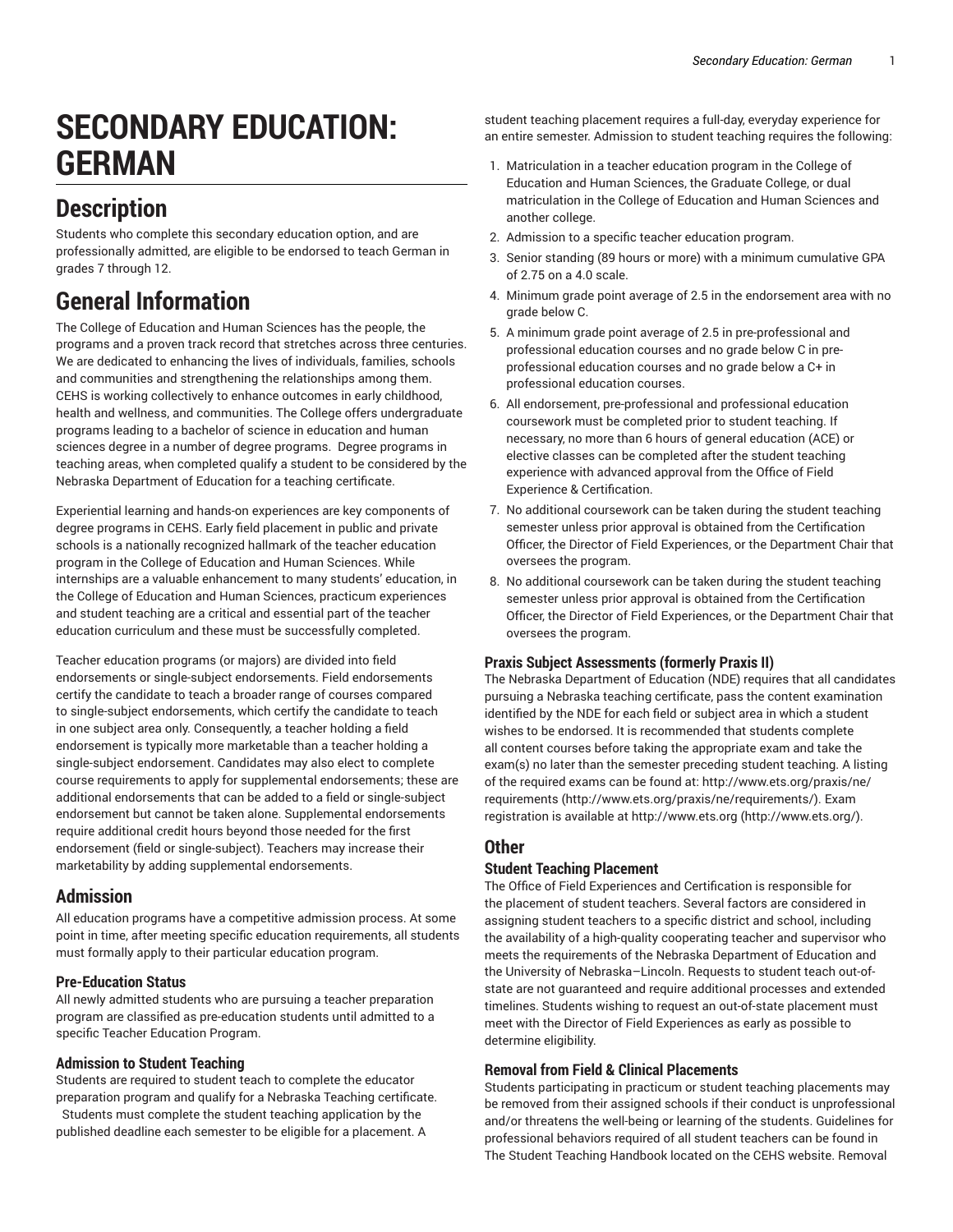# SECONDARY EDUCATION: GERMAN

## Description

Students who complete this secondary education option, and are professionally admitted, are eligible to be endorsed to teach German in grades 7 through 12.

## General Information

The College of Education and Human Sciences has the people, the programs and a proven track record that stretches across three centuries. We are dedicated to enhancing the lives of individuals, families, schools and communities and strengthening the relationships among them. CEHS is working collectively to enhance outcomes in early childhood, health and wellness, and communities. The College offers undergraduate programs leading to a bachelor of science in education and human sciences degree in a number of degree programs. Degree programs in teaching areas, when completed qualify a student to be considered by the Nebraska Department of Education for a teaching certificate.

Experiential learning and hands-on experiences are key components of degree programs in CEHS. Early field placement in public and private schools is a nationally recognized hallmark of the teacher education program in the College of Education and Human Sciences. While internships are a valuable enhancement to many students' education, in the College of Education and Human Sciences, practicum experiences and student teaching are a critical and essential part of the teacher education curriculum and these must be successfully completed.

Teacher education programs (or majors) are divided into field endorsements or single-subject endorsements. Field endorsements certify the candidate to teach a broader range of courses compared to single-subject endorsements, which certify the candidate to teach in one subject area only. Consequently, a teacher holding a field endorsement is typically more marketable than a teacher holding a single-subject endorsement. Candidates may also elect to complete course requirements to apply for supplemental endorsements; these are additional endorsements that can be added to a field or single-subject endorsement but cannot be taken alone. Supplemental endorsements require additional credit hours beyond those needed for the first endorsement (field or single-subject). Teachers may increase their marketability by adding supplemental endorsements.

### Admission

All education programs have a competitive admission process. At some point in time, after meeting specific education requirements, all students must formally apply to their particular education program.

#### Pre-Education Status

All newly admitted students who are pursuing a teacher preparation program are classified as pre-education students until admitted to a specific Teacher Education Program.

#### Admission to Student Teaching

Students are required to student teach to complete the educator preparation program and qualify for a Nebraska Teaching certificate. Students must complete the student teaching application by the published deadline each semester to be eligible for a placement. A student teaching placement requires a full-day, everyday experience for an entire semester. Admission to student teaching requires the following:

1. Matriculation in a teacher education program in the College of Education and Human Sciences, the Graduate College, or dual matriculation in the College of Education and Human Sciences and another college.
2. Admission to a specific teacher education program.
3. Senior standing (89 hours or more) with a minimum cumulative GPA of 2.75 on a 4.0 scale.
4. Minimum grade point average of 2.5 in the endorsement area with no grade below C.
5. A minimum grade point average of 2.5 in pre-professional and professional education courses and no grade below C in pre-professional education courses and no grade below a C+ in professional education courses.
6. All endorsement, pre-professional and professional education coursework must be completed prior to student teaching. If necessary, no more than 6 hours of general education (ACE) or elective classes can be completed after the student teaching experience with advanced approval from the Office of Field Experience & Certification.
7. No additional coursework can be taken during the student teaching semester unless prior approval is obtained from the Certification Officer, the Director of Field Experiences, or the Department Chair that oversees the program.
8. No additional coursework can be taken during the student teaching semester unless prior approval is obtained from the Certification Officer, the Director of Field Experiences, or the Department Chair that oversees the program.

#### Praxis Subject Assessments (formerly Praxis II)

The Nebraska Department of Education (NDE) requires that all candidates pursuing a Nebraska teaching certificate, pass the content examination identified by the NDE for each field or subject area in which a student wishes to be endorsed. It is recommended that students complete all content courses before taking the appropriate exam and take the exam(s) no later than the semester preceding student teaching. A listing of the required exams can be found at: http://www.ets.org/praxis/ne/requirements (http://www.ets.org/praxis/ne/requirements/). Exam registration is available at http://www.ets.org (http://www.ets.org/).

### Other

#### Student Teaching Placement

The Office of Field Experiences and Certification is responsible for the placement of student teachers. Several factors are considered in assigning student teachers to a specific district and school, including the availability of a high-quality cooperating teacher and supervisor who meets the requirements of the Nebraska Department of Education and the University of Nebraska–Lincoln. Requests to student teach out-of-state are not guaranteed and require additional processes and extended timelines. Students wishing to request an out-of-state placement must meet with the Director of Field Experiences as early as possible to determine eligibility.

#### Removal from Field & Clinical Placements

Students participating in practicum or student teaching placements may be removed from their assigned schools if their conduct is unprofessional and/or threatens the well-being or learning of the students. Guidelines for professional behaviors required of all student teachers can be found in The Student Teaching Handbook located on the CEHS website. Removal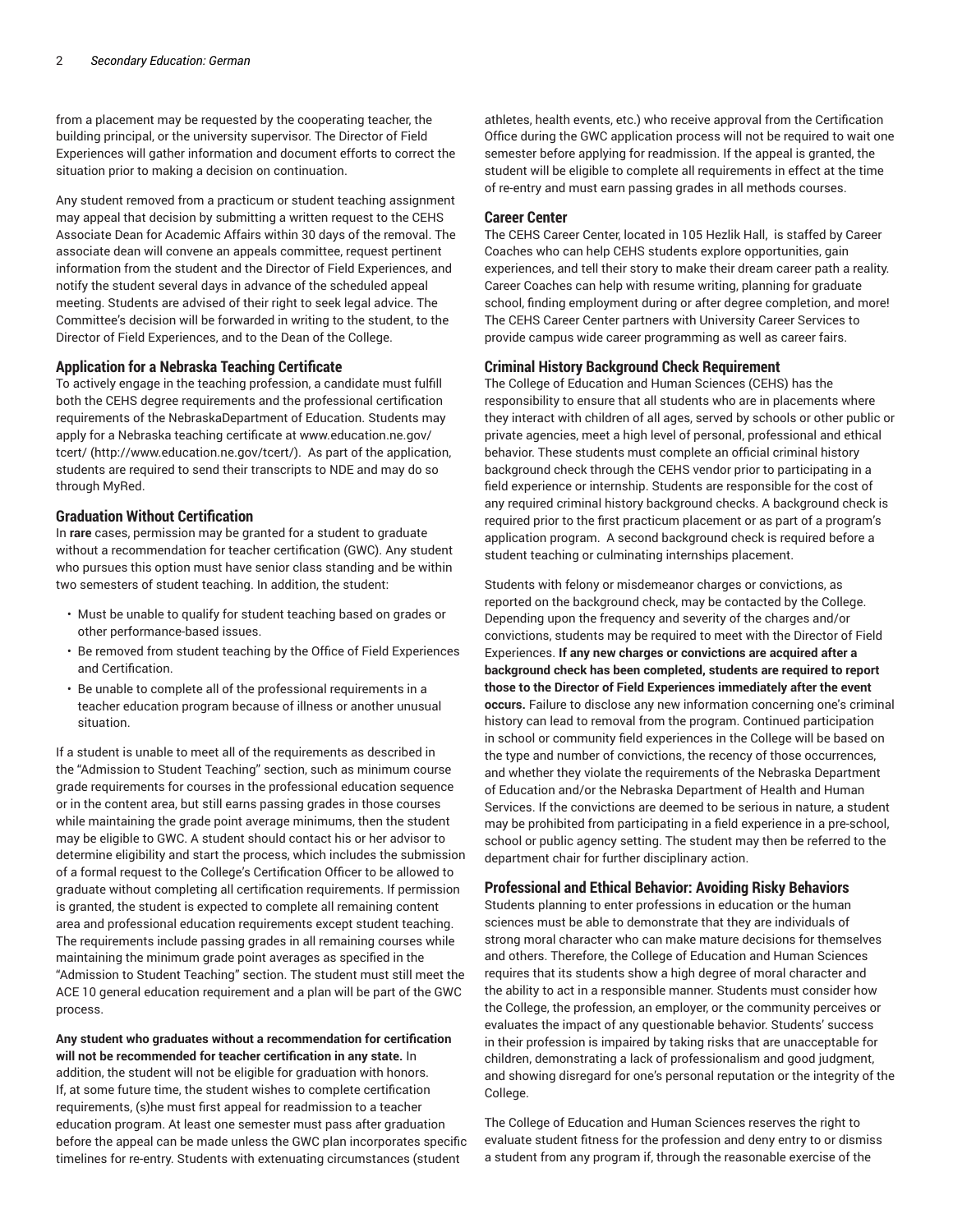from a placement may be requested by the cooperating teacher, the building principal, or the university supervisor. The Director of Field Experiences will gather information and document efforts to correct the situation prior to making a decision on continuation.

Any student removed from a practicum or student teaching assignment may appeal that decision by submitting a written request to the CEHS Associate Dean for Academic Affairs within 30 days of the removal. The associate dean will convene an appeals committee, request pertinent information from the student and the Director of Field Experiences, and notify the student several days in advance of the scheduled appeal meeting. Students are advised of their right to seek legal advice. The Committee's decision will be forwarded in writing to the student, to the Director of Field Experiences, and to the Dean of the College.

### Application for a Nebraska Teaching Certificate

To actively engage in the teaching profession, a candidate must fulfill both the CEHS degree requirements and the professional certification requirements of the NebraskaDepartment of Education. Students may apply for a Nebraska teaching certificate at www.education.ne.gov/tcert/ (http://www.education.ne.gov/tcert/). As part of the application, students are required to send their transcripts to NDE and may do so through MyRed.

### Graduation Without Certification

In **rare** cases, permission may be granted for a student to graduate without a recommendation for teacher certification (GWC). Any student who pursues this option must have senior class standing and be within two semesters of student teaching. In addition, the student:

- Must be unable to qualify for student teaching based on grades or other performance-based issues.
- Be removed from student teaching by the Office of Field Experiences and Certification.
- Be unable to complete all of the professional requirements in a teacher education program because of illness or another unusual situation.

If a student is unable to meet all of the requirements as described in the "Admission to Student Teaching" section, such as minimum course grade requirements for courses in the professional education sequence or in the content area, but still earns passing grades in those courses while maintaining the grade point average minimums, then the student may be eligible to GWC. A student should contact his or her advisor to determine eligibility and start the process, which includes the submission of a formal request to the College's Certification Officer to be allowed to graduate without completing all certification requirements. If permission is granted, the student is expected to complete all remaining content area and professional education requirements except student teaching. The requirements include passing grades in all remaining courses while maintaining the minimum grade point averages as specified in the "Admission to Student Teaching" section. The student must still meet the ACE 10 general education requirement and a plan will be part of the GWC process.

**Any student who graduates without a recommendation for certification will not be recommended for teacher certification in any state.** In addition, the student will not be eligible for graduation with honors. If, at some future time, the student wishes to complete certification requirements, (s)he must first appeal for readmission to a teacher education program. At least one semester must pass after graduation before the appeal can be made unless the GWC plan incorporates specific timelines for re-entry. Students with extenuating circumstances (student athletes, health events, etc.) who receive approval from the Certification Office during the GWC application process will not be required to wait one semester before applying for readmission. If the appeal is granted, the student will be eligible to complete all requirements in effect at the time of re-entry and must earn passing grades in all methods courses.

### Career Center

The CEHS Career Center, located in 105 Hezlik Hall, is staffed by Career Coaches who can help CEHS students explore opportunities, gain experiences, and tell their story to make their dream career path a reality. Career Coaches can help with resume writing, planning for graduate school, finding employment during or after degree completion, and more! The CEHS Career Center partners with University Career Services to provide campus wide career programming as well as career fairs.

### Criminal History Background Check Requirement

The College of Education and Human Sciences (CEHS) has the responsibility to ensure that all students who are in placements where they interact with children of all ages, served by schools or other public or private agencies, meet a high level of personal, professional and ethical behavior. These students must complete an official criminal history background check through the CEHS vendor prior to participating in a field experience or internship. Students are responsible for the cost of any required criminal history background checks. A background check is required prior to the first practicum placement or as part of a program's application program. A second background check is required before a student teaching or culminating internships placement.

Students with felony or misdemeanor charges or convictions, as reported on the background check, may be contacted by the College. Depending upon the frequency and severity of the charges and/or convictions, students may be required to meet with the Director of Field Experiences. **If any new charges or convictions are acquired after a background check has been completed, students are required to report those to the Director of Field Experiences immediately after the event occurs.** Failure to disclose any new information concerning one's criminal history can lead to removal from the program. Continued participation in school or community field experiences in the College will be based on the type and number of convictions, the recency of those occurrences, and whether they violate the requirements of the Nebraska Department of Education and/or the Nebraska Department of Health and Human Services. If the convictions are deemed to be serious in nature, a student may be prohibited from participating in a field experience in a pre-school, school or public agency setting. The student may then be referred to the department chair for further disciplinary action.

### Professional and Ethical Behavior: Avoiding Risky Behaviors

Students planning to enter professions in education or the human sciences must be able to demonstrate that they are individuals of strong moral character who can make mature decisions for themselves and others. Therefore, the College of Education and Human Sciences requires that its students show a high degree of moral character and the ability to act in a responsible manner. Students must consider how the College, the profession, an employer, or the community perceives or evaluates the impact of any questionable behavior. Students' success in their profession is impaired by taking risks that are unacceptable for children, demonstrating a lack of professionalism and good judgment, and showing disregard for one's personal reputation or the integrity of the College.

The College of Education and Human Sciences reserves the right to evaluate student fitness for the profession and deny entry to or dismiss a student from any program if, through the reasonable exercise of the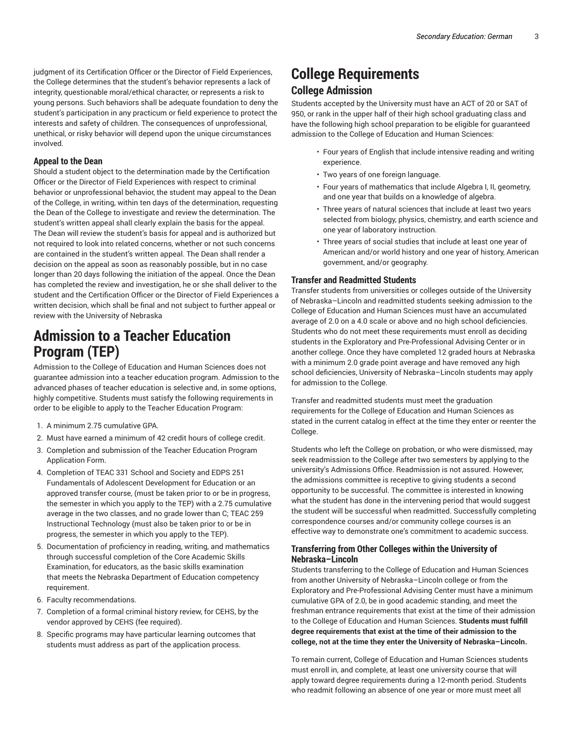judgment of its Certification Officer or the Director of Field Experiences, the College determines that the student's behavior represents a lack of integrity, questionable moral/ethical character, or represents a risk to young persons. Such behaviors shall be adequate foundation to deny the student's participation in any practicum or field experience to protect the interests and safety of children. The consequences of unprofessional, unethical, or risky behavior will depend upon the unique circumstances involved.

### Appeal to the Dean

Should a student object to the determination made by the Certification Officer or the Director of Field Experiences with respect to criminal behavior or unprofessional behavior, the student may appeal to the Dean of the College, in writing, within ten days of the determination, requesting the Dean of the College to investigate and review the determination. The student's written appeal shall clearly explain the basis for the appeal. The Dean will review the student's basis for appeal and is authorized but not required to look into related concerns, whether or not such concerns are contained in the student's written appeal. The Dean shall render a decision on the appeal as soon as reasonably possible, but in no case longer than 20 days following the initiation of the appeal. Once the Dean has completed the review and investigation, he or she shall deliver to the student and the Certification Officer or the Director of Field Experiences a written decision, which shall be final and not subject to further appeal or review with the University of Nebraska

# Admission to a Teacher Education Program (TEP)

Admission to the College of Education and Human Sciences does not guarantee admission into a teacher education program. Admission to the advanced phases of teacher education is selective and, in some options, highly competitive. Students must satisfy the following requirements in order to be eligible to apply to the Teacher Education Program:

1. A minimum 2.75 cumulative GPA.
2. Must have earned a minimum of 42 credit hours of college credit.
3. Completion and submission of the Teacher Education Program Application Form.
4. Completion of TEAC 331 School and Society and EDPS 251 Fundamentals of Adolescent Development for Education or an approved transfer course, (must be taken prior to or be in progress, the semester in which you apply to the TEP) with a 2.75 cumulative average in the two classes, and no grade lower than C; TEAC 259 Instructional Technology (must also be taken prior to or be in progress, the semester in which you apply to the TEP).
5. Documentation of proficiency in reading, writing, and mathematics through successful completion of the Core Academic Skills Examination, for educators, as the basic skills examination that meets the Nebraska Department of Education competency requirement.
6. Faculty recommendations.
7. Completion of a formal criminal history review, for CEHS, by the vendor approved by CEHS (fee required).
8. Specific programs may have particular learning outcomes that students must address as part of the application process.

# College Requirements

## College Admission

Students accepted by the University must have an ACT of 20 or SAT of 950, or rank in the upper half of their high school graduating class and have the following high school preparation to be eligible for guaranteed admission to the College of Education and Human Sciences:

- Four years of English that include intensive reading and writing experience.
- Two years of one foreign language.
- Four years of mathematics that include Algebra I, II, geometry, and one year that builds on a knowledge of algebra.
- Three years of natural sciences that include at least two years selected from biology, physics, chemistry, and earth science and one year of laboratory instruction.
- Three years of social studies that include at least one year of American and/or world history and one year of history, American government, and/or geography.

### Transfer and Readmitted Students

Transfer students from universities or colleges outside of the University of Nebraska–Lincoln and readmitted students seeking admission to the College of Education and Human Sciences must have an accumulated average of 2.0 on a 4.0 scale or above and no high school deficiencies. Students who do not meet these requirements must enroll as deciding students in the Exploratory and Pre-Professional Advising Center or in another college. Once they have completed 12 graded hours at Nebraska with a minimum 2.0 grade point average and have removed any high school deficiencies, University of Nebraska–Lincoln students may apply for admission to the College.

Transfer and readmitted students must meet the graduation requirements for the College of Education and Human Sciences as stated in the current catalog in effect at the time they enter or reenter the College.

Students who left the College on probation, or who were dismissed, may seek readmission to the College after two semesters by applying to the university's Admissions Office. Readmission is not assured. However, the admissions committee is receptive to giving students a second opportunity to be successful. The committee is interested in knowing what the student has done in the intervening period that would suggest the student will be successful when readmitted. Successfully completing correspondence courses and/or community college courses is an effective way to demonstrate one's commitment to academic success.

### Transferring from Other Colleges within the University of Nebraska–Lincoln

Students transferring to the College of Education and Human Sciences from another University of Nebraska–Lincoln college or from the Exploratory and Pre-Professional Advising Center must have a minimum cumulative GPA of 2.0, be in good academic standing, and meet the freshman entrance requirements that exist at the time of their admission to the College of Education and Human Sciences. **Students must fulfill degree requirements that exist at the time of their admission to the college, not at the time they enter the University of Nebraska–Lincoln.**

To remain current, College of Education and Human Sciences students must enroll in, and complete, at least one university course that will apply toward degree requirements during a 12-month period. Students who readmit following an absence of one year or more must meet all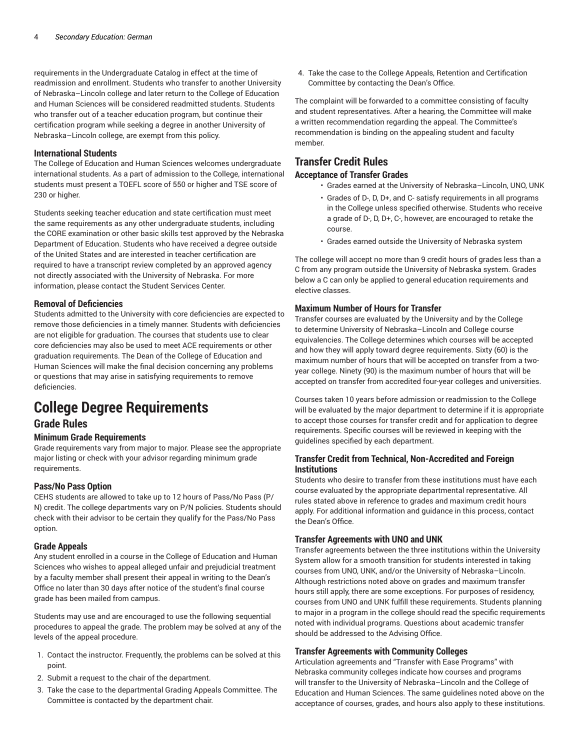requirements in the Undergraduate Catalog in effect at the time of readmission and enrollment. Students who transfer to another University of Nebraska–Lincoln college and later return to the College of Education and Human Sciences will be considered readmitted students. Students who transfer out of a teacher education program, but continue their certification program while seeking a degree in another University of Nebraska–Lincoln college, are exempt from this policy.

### International Students

The College of Education and Human Sciences welcomes undergraduate international students. As a part of admission to the College, international students must present a TOEFL score of 550 or higher and TSE score of 230 or higher.

Students seeking teacher education and state certification must meet the same requirements as any other undergraduate students, including the CORE examination or other basic skills test approved by the Nebraska Department of Education. Students who have received a degree outside of the United States and are interested in teacher certification are required to have a transcript review completed by an approved agency not directly associated with the University of Nebraska. For more information, please contact the Student Services Center.

### Removal of Deficiencies

Students admitted to the University with core deficiencies are expected to remove those deficiencies in a timely manner. Students with deficiencies are not eligible for graduation. The courses that students use to clear core deficiencies may also be used to meet ACE requirements or other graduation requirements. The Dean of the College of Education and Human Sciences will make the final decision concerning any problems or questions that may arise in satisfying requirements to remove deficiencies.

# College Degree Requirements

## Grade Rules

### Minimum Grade Requirements

Grade requirements vary from major to major. Please see the appropriate major listing or check with your advisor regarding minimum grade requirements.

### Pass/No Pass Option

CEHS students are allowed to take up to 12 hours of Pass/No Pass (P/N) credit. The college departments vary on P/N policies. Students should check with their advisor to be certain they qualify for the Pass/No Pass option.

### Grade Appeals

Any student enrolled in a course in the College of Education and Human Sciences who wishes to appeal alleged unfair and prejudicial treatment by a faculty member shall present their appeal in writing to the Dean's Office no later than 30 days after notice of the student's final course grade has been mailed from campus.

Students may use and are encouraged to use the following sequential procedures to appeal the grade. The problem may be solved at any of the levels of the appeal procedure.

1. Contact the instructor. Frequently, the problems can be solved at this point.
2. Submit a request to the chair of the department.
3. Take the case to the departmental Grading Appeals Committee. The Committee is contacted by the department chair.
4. Take the case to the College Appeals, Retention and Certification Committee by contacting the Dean's Office.

The complaint will be forwarded to a committee consisting of faculty and student representatives. After a hearing, the Committee will make a written recommendation regarding the appeal. The Committee's recommendation is binding on the appealing student and faculty member.

## Transfer Credit Rules

### Acceptance of Transfer Grades

- Grades earned at the University of Nebraska–Lincoln, UNO, UNK
- Grades of D-, D, D+, and C- satisfy requirements in all programs in the College unless specified otherwise. Students who receive a grade of D-, D, D+, C-, however, are encouraged to retake the course.
- Grades earned outside the University of Nebraska system

The college will accept no more than 9 credit hours of grades less than a C from any program outside the University of Nebraska system. Grades below a C can only be applied to general education requirements and elective classes.

### Maximum Number of Hours for Transfer

Transfer courses are evaluated by the University and by the College to determine University of Nebraska–Lincoln and College course equivalencies. The College determines which courses will be accepted and how they will apply toward degree requirements. Sixty (60) is the maximum number of hours that will be accepted on transfer from a two-year college. Ninety (90) is the maximum number of hours that will be accepted on transfer from accredited four-year colleges and universities.

Courses taken 10 years before admission or readmission to the College will be evaluated by the major department to determine if it is appropriate to accept those courses for transfer credit and for application to degree requirements. Specific courses will be reviewed in keeping with the guidelines specified by each department.

### Transfer Credit from Technical, Non-Accredited and Foreign Institutions

Students who desire to transfer from these institutions must have each course evaluated by the appropriate departmental representative. All rules stated above in reference to grades and maximum credit hours apply. For additional information and guidance in this process, contact the Dean's Office.

### Transfer Agreements with UNO and UNK

Transfer agreements between the three institutions within the University System allow for a smooth transition for students interested in taking courses from UNO, UNK, and/or the University of Nebraska–Lincoln. Although restrictions noted above on grades and maximum transfer hours still apply, there are some exceptions. For purposes of residency, courses from UNO and UNK fulfill these requirements. Students planning to major in a program in the college should read the specific requirements noted with individual programs. Questions about academic transfer should be addressed to the Advising Office.

### Transfer Agreements with Community Colleges

Articulation agreements and "Transfer with Ease Programs" with Nebraska community colleges indicate how courses and programs will transfer to the University of Nebraska–Lincoln and the College of Education and Human Sciences. The same guidelines noted above on the acceptance of courses, grades, and hours also apply to these institutions.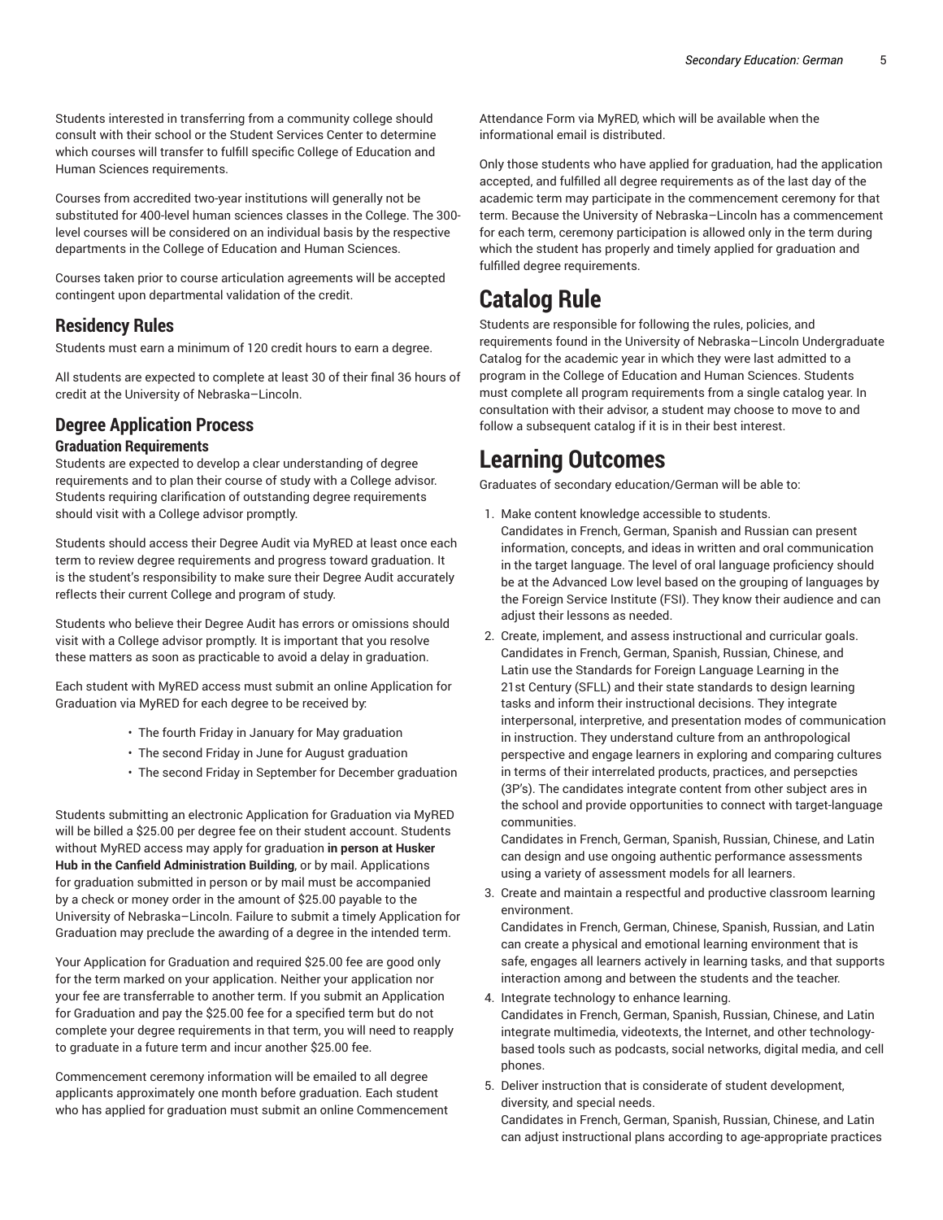Students interested in transferring from a community college should consult with their school or the Student Services Center to determine which courses will transfer to fulfill specific College of Education and Human Sciences requirements.

Courses from accredited two-year institutions will generally not be substituted for 400-level human sciences classes in the College. The 300-level courses will be considered on an individual basis by the respective departments in the College of Education and Human Sciences.

Courses taken prior to course articulation agreements will be accepted contingent upon departmental validation of the credit.

## Residency Rules

Students must earn a minimum of 120 credit hours to earn a degree.

All students are expected to complete at least 30 of their final 36 hours of credit at the University of Nebraska–Lincoln.

## Degree Application Process

### Graduation Requirements

Students are expected to develop a clear understanding of degree requirements and to plan their course of study with a College advisor. Students requiring clarification of outstanding degree requirements should visit with a College advisor promptly.

Students should access their Degree Audit via MyRED at least once each term to review degree requirements and progress toward graduation. It is the student's responsibility to make sure their Degree Audit accurately reflects their current College and program of study.

Students who believe their Degree Audit has errors or omissions should visit with a College advisor promptly. It is important that you resolve these matters as soon as practicable to avoid a delay in graduation.

Each student with MyRED access must submit an online Application for Graduation via MyRED for each degree to be received by:

- The fourth Friday in January for May graduation
- The second Friday in June for August graduation
- The second Friday in September for December graduation

Students submitting an electronic Application for Graduation via MyRED will be billed a $25.00 per degree fee on their student account. Students without MyRED access may apply for graduation **in person at Husker Hub in the Canfield Administration Building**, or by mail. Applications for graduation submitted in person or by mail must be accompanied by a check or money order in the amount of $25.00 payable to the University of Nebraska–Lincoln. Failure to submit a timely Application for Graduation may preclude the awarding of a degree in the intended term.

Your Application for Graduation and required $25.00 fee are good only for the term marked on your application. Neither your application nor your fee are transferrable to another term. If you submit an Application for Graduation and pay the $25.00 fee for a specified term but do not complete your degree requirements in that term, you will need to reapply to graduate in a future term and incur another $25.00 fee.

Commencement ceremony information will be emailed to all degree applicants approximately one month before graduation. Each student who has applied for graduation must submit an online Commencement Attendance Form via MyRED, which will be available when the informational email is distributed.

Only those students who have applied for graduation, had the application accepted, and fulfilled all degree requirements as of the last day of the academic term may participate in the commencement ceremony for that term. Because the University of Nebraska–Lincoln has a commencement for each term, ceremony participation is allowed only in the term during which the student has properly and timely applied for graduation and fulfilled degree requirements.

# Catalog Rule

Students are responsible for following the rules, policies, and requirements found in the University of Nebraska–Lincoln Undergraduate Catalog for the academic year in which they were last admitted to a program in the College of Education and Human Sciences. Students must complete all program requirements from a single catalog year. In consultation with their advisor, a student may choose to move to and follow a subsequent catalog if it is in their best interest.

# Learning Outcomes

Graduates of secondary education/German will be able to:

1. Make content knowledge accessible to students.
   Candidates in French, German, Spanish and Russian can present information, concepts, and ideas in written and oral communication in the target language. The level of oral language proficiency should be at the Advanced Low level based on the grouping of languages by the Foreign Service Institute (FSI). They know their audience and can adjust their lessons as needed.
2. Create, implement, and assess instructional and curricular goals.
   Candidates in French, German, Spanish, Russian, Chinese, and Latin use the Standards for Foreign Language Learning in the 21st Century (SFLL) and their state standards to design learning tasks and inform their instructional decisions. They integrate interpersonal, interpretive, and presentation modes of communication in instruction. They understand culture from an anthropological perspective and engage learners in exploring and comparing cultures in terms of their interrelated products, practices, and persepcties (3P's). The candidates integrate content from other subject ares in the school and provide opportunities to connect with target-language communities.
   Candidates in French, German, Spanish, Russian, Chinese, and Latin can design and use ongoing authentic performance assessments using a variety of assessment models for all learners.
3. Create and maintain a respectful and productive classroom learning environment.
   Candidates in French, German, Chinese, Spanish, Russian, and Latin can create a physical and emotional learning environment that is safe, engages all learners actively in learning tasks, and that supports interaction among and between the students and the teacher.
4. Integrate technology to enhance learning.
   Candidates in French, German, Spanish, Russian, Chinese, and Latin integrate multimedia, videotexts, the Internet, and other technology-based tools such as podcasts, social networks, digital media, and cell phones.
5. Deliver instruction that is considerate of student development, diversity, and special needs.
   Candidates in French, German, Spanish, Russian, Chinese, and Latin can adjust instructional plans according to age-appropriate practices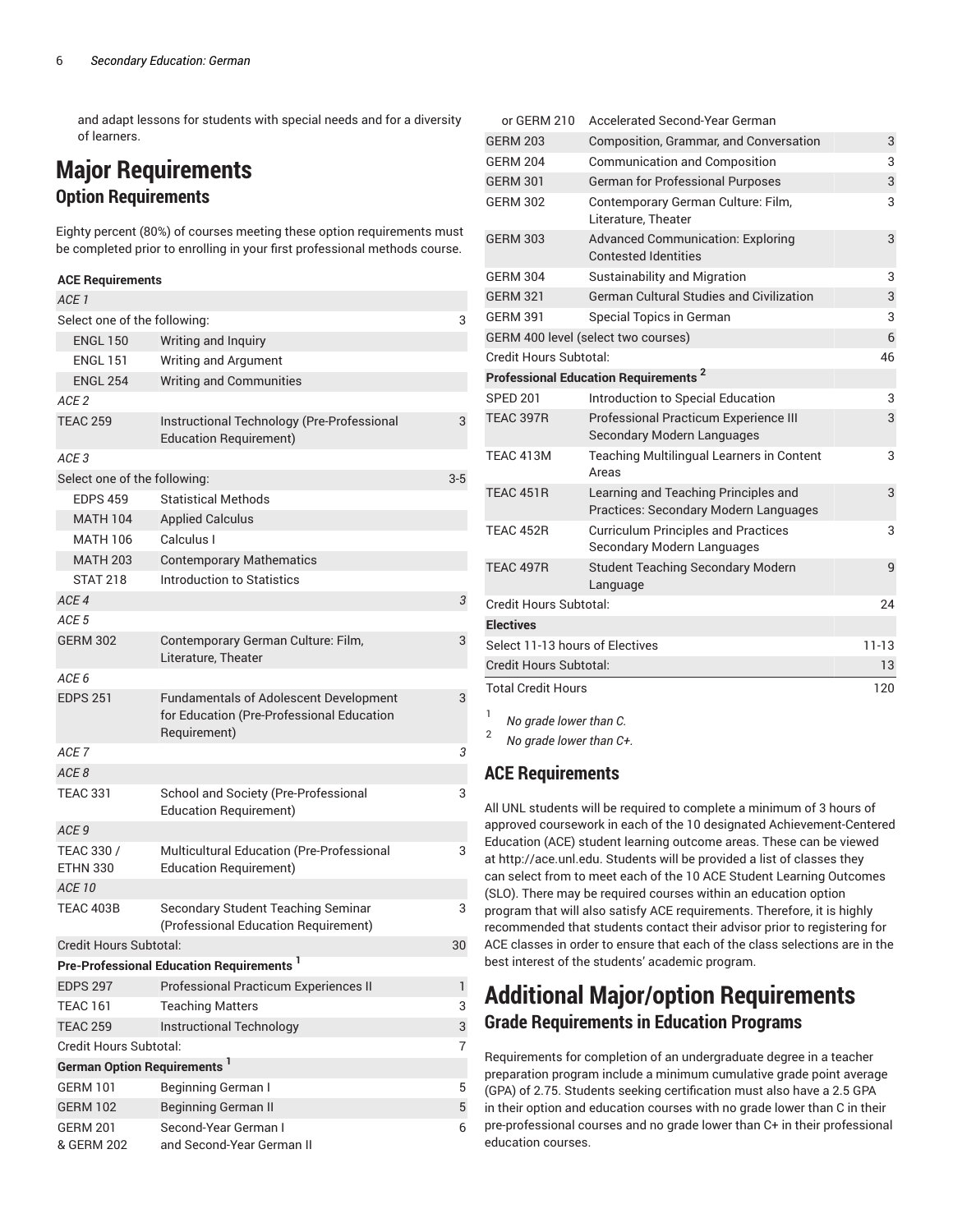and adapt lessons for students with special needs and for a diversity of learners.

# Major Requirements

## Option Requirements

Eighty percent (80%) of courses meeting these option requirements must be completed prior to enrolling in your first professional methods course.

| Course | Title | Hours |
|---|---|---|
| **ACE Requirements** | | |
| *ACE 1* | | |
| Select one of the following: | | 3 |
| ENGL 150 | Writing and Inquiry | |
| ENGL 151 | Writing and Argument | |
| ENGL 254 | Writing and Communities | |
| *ACE 2* | | |
| TEAC 259 | Instructional Technology (Pre-Professional Education Requirement) | 3 |
| *ACE 3* | | |
| Select one of the following: | | 3-5 |
| EDPS 459 | Statistical Methods | |
| MATH 104 | Applied Calculus | |
| MATH 106 | Calculus I | |
| MATH 203 | Contemporary Mathematics | |
| STAT 218 | Introduction to Statistics | |
| *ACE 4* | | *3* |
| *ACE 5* | | |
| GERM 302 | Contemporary German Culture: Film, Literature, Theater | 3 |
| *ACE 6* | | |
| EDPS 251 | Fundamentals of Adolescent Development for Education (Pre-Professional Education Requirement) | 3 |
| *ACE 7* | | *3* |
| *ACE 8* | | |
| TEAC 331 | School and Society (Pre-Professional Education Requirement) | 3 |
| *ACE 9* | | |
| TEAC 330 / ETHN 330 | Multicultural Education (Pre-Professional Education Requirement) | 3 |
| *ACE 10* | | |
| TEAC 403B | Secondary Student Teaching Seminar (Professional Education Requirement) | 3 |
| Credit Hours Subtotal: | | 30 |
| **Pre-Professional Education Requirements [1]** | | |
| EDPS 297 | Professional Practicum Experiences II | 1 |
| TEAC 161 | Teaching Matters | 3 |
| TEAC 259 | Instructional Technology | 3 |
| Credit Hours Subtotal: | | 7 |
| **German Option Requirements [1]** | | |
| GERM 101 | Beginning German I | 5 |
| GERM 102 | Beginning German II | 5 |
| GERM 201 & GERM 202 | Second-Year German I and Second-Year German II | 6 |
| or GERM 210 | Accelerated Second-Year German | |
| GERM 203 | Composition, Grammar, and Conversation | 3 |
| GERM 204 | Communication and Composition | 3 |
| GERM 301 | German for Professional Purposes | 3 |
| GERM 302 | Contemporary German Culture: Film, Literature, Theater | 3 |
| GERM 303 | Advanced Communication: Exploring Contested Identities | 3 |
| GERM 304 | Sustainability and Migration | 3 |
| GERM 321 | German Cultural Studies and Civilization | 3 |
| GERM 391 | Special Topics in German | 3 |
| GERM 400 level (select two courses) | | 6 |
| Credit Hours Subtotal: | | 46 |
| **Professional Education Requirements [2]** | | |
| SPED 201 | Introduction to Special Education | 3 |
| TEAC 397R | Professional Practicum Experience III Secondary Modern Languages | 3 |
| TEAC 413M | Teaching Multilingual Learners in Content Areas | 3 |
| TEAC 451R | Learning and Teaching Principles and Practices: Secondary Modern Languages | 3 |
| TEAC 452R | Curriculum Principles and Practices Secondary Modern Languages | 3 |
| TEAC 497R | Student Teaching Secondary Modern Language | 9 |
| Credit Hours Subtotal: | | 24 |
| **Electives** | | |
| Select 11-13 hours of Electives | | 11-13 |
| Credit Hours Subtotal: | | 13 |
| Total Credit Hours | | 120 |

[1] *No grade lower than C.*

[2] *No grade lower than C+.*

## ACE Requirements

All UNL students will be required to complete a minimum of 3 hours of approved coursework in each of the 10 designated Achievement-Centered Education (ACE) student learning outcome areas. These can be viewed at http://ace.unl.edu. Students will be provided a list of classes they can select from to meet each of the 10 ACE Student Learning Outcomes (SLO). There may be required courses within an education option program that will also satisfy ACE requirements. Therefore, it is highly recommended that students contact their advisor prior to registering for ACE classes in order to ensure that each of the class selections are in the best interest of the students' academic program.

# Additional Major/option Requirements

## Grade Requirements in Education Programs

Requirements for completion of an undergraduate degree in a teacher preparation program include a minimum cumulative grade point average (GPA) of 2.75. Students seeking certification must also have a 2.5 GPA in their option and education courses with no grade lower than C in their pre-professional courses and no grade lower than C+ in their professional education courses.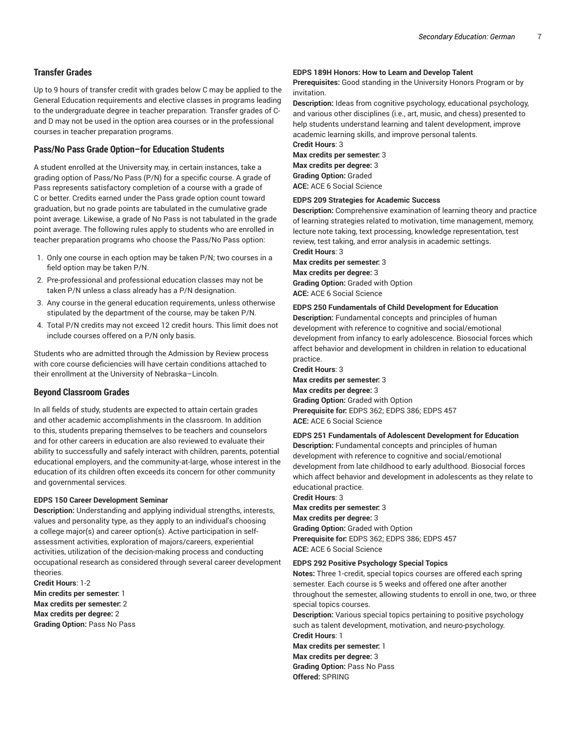## Transfer Grades

Up to 9 hours of transfer credit with grades below C may be applied to the General Education requirements and elective classes in programs leading to the undergraduate degree in teacher preparation. Transfer grades of C- and D may not be used in the option area courses or in the professional courses in teacher preparation programs.

## Pass/No Pass Grade Option–for Education Students

A student enrolled at the University may, in certain instances, take a grading option of Pass/No Pass (P/N) for a specific course. A grade of Pass represents satisfactory completion of a course with a grade of C or better. Credits earned under the Pass grade option count toward graduation, but no grade points are tabulated in the cumulative grade point average. Likewise, a grade of No Pass is not tabulated in the grade point average. The following rules apply to students who are enrolled in teacher preparation programs who choose the Pass/No Pass option:

1. Only one course in each option may be taken P/N; two courses in a field option may be taken P/N.
2. Pre-professional and professional education classes may not be taken P/N unless a class already has a P/N designation.
3. Any course in the general education requirements, unless otherwise stipulated by the department of the course, may be taken P/N.
4. Total P/N credits may not exceed 12 credit hours. This limit does not include courses offered on a P/N only basis.

Students who are admitted through the Admission by Review process with core course deficiencies will have certain conditions attached to their enrollment at the University of Nebraska–Lincoln.

## Beyond Classroom Grades

In all fields of study, students are expected to attain certain grades and other academic accomplishments in the classroom. In addition to this, students preparing themselves to be teachers and counselors and for other careers in education are also reviewed to evaluate their ability to successfully and safely interact with children, parents, potential educational employers, and the community-at-large, whose interest in the education of its children often exceeds its concern for other community and governmental services.

**EDPS 150 Career Development Seminar**
**Description:** Understanding and applying individual strengths, interests, values and personality type, as they apply to an individual's choosing a college major(s) and career option(s). Active participation in self-assessment activities, exploration of majors/careers, experiential activities, utilization of the decision-making process and conducting occupational research as considered through several career development theories.
**Credit Hours**: 1-2
**Min credits per semester:** 1
**Max credits per semester:** 2
**Max credits per degree:** 2
**Grading Option:** Pass No Pass

**EDPS 189H Honors: How to Learn and Develop Talent**
**Prerequisites:** Good standing in the University Honors Program or by invitation.
**Description:** Ideas from cognitive psychology, educational psychology, and various other disciplines (i.e., art, music, and chess) presented to help students understand learning and talent development, improve academic learning skills, and improve personal talents.
**Credit Hours**: 3
**Max credits per semester:** 3
**Max credits per degree:** 3
**Grading Option:** Graded
**ACE:** ACE 6 Social Science

**EDPS 209 Strategies for Academic Success**
**Description:** Comprehensive examination of learning theory and practice of learning strategies related to motivation, time management, memory, lecture note taking, text processing, knowledge representation, test review, test taking, and error analysis in academic settings.
**Credit Hours**: 3
**Max credits per semester:** 3
**Max credits per degree:** 3
**Grading Option:** Graded with Option
**ACE:** ACE 6 Social Science

**EDPS 250 Fundamentals of Child Development for Education**
**Description:** Fundamental concepts and principles of human development with reference to cognitive and social/emotional development from infancy to early adolescence. Biosocial forces which affect behavior and development in children in relation to educational practice.
**Credit Hours**: 3
**Max credits per semester:** 3
**Max credits per degree:** 3
**Grading Option:** Graded with Option
**Prerequisite for:** EDPS 362; EDPS 386; EDPS 457
**ACE:** ACE 6 Social Science

**EDPS 251 Fundamentals of Adolescent Development for Education**
**Description:** Fundamental concepts and principles of human development with reference to cognitive and social/emotional development from late childhood to early adulthood. Biosocial forces which affect behavior and development in adolescents as they relate to educational practice.
**Credit Hours**: 3
**Max credits per semester:** 3
**Max credits per degree:** 3
**Grading Option:** Graded with Option
**Prerequisite for:** EDPS 362; EDPS 386; EDPS 457
**ACE:** ACE 6 Social Science

**EDPS 292 Positive Psychology Special Topics**
**Notes:** Three 1-credit, special topics courses are offered each spring semester. Each course is 5 weeks and offered one after another throughout the semester, allowing students to enroll in one, two, or three special topics courses.
**Description:** Various special topics pertaining to positive psychology such as talent development, motivation, and neuro-psychology.
**Credit Hours**: 1
**Max credits per semester:** 1
**Max credits per degree:** 3
**Grading Option:** Pass No Pass
**Offered:** SPRING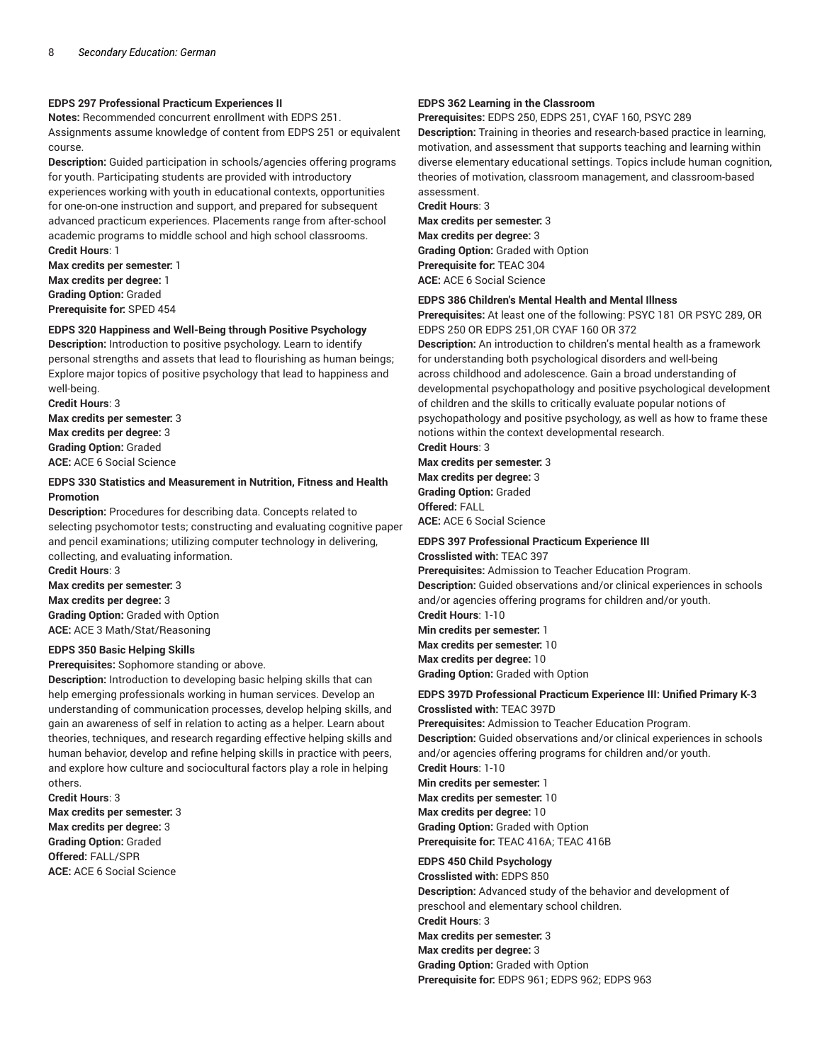**EDPS 297 Professional Practicum Experiences II**

**Notes:** Recommended concurrent enrollment with EDPS 251. Assignments assume knowledge of content from EDPS 251 or equivalent course.

**Description:** Guided participation in schools/agencies offering programs for youth. Participating students are provided with introductory experiences working with youth in educational contexts, opportunities for one-on-one instruction and support, and prepared for subsequent advanced practicum experiences. Placements range from after-school academic programs to middle school and high school classrooms.

**Credit Hours**: 1
**Max credits per semester:** 1
**Max credits per degree:** 1
**Grading Option:** Graded
**Prerequisite for:** SPED 454

**EDPS 320 Happiness and Well-Being through Positive Psychology**

**Description:** Introduction to positive psychology. Learn to identify personal strengths and assets that lead to flourishing as human beings; Explore major topics of positive psychology that lead to happiness and well-being.

**Credit Hours**: 3
**Max credits per semester:** 3
**Max credits per degree:** 3
**Grading Option:** Graded
**ACE:** ACE 6 Social Science

**EDPS 330 Statistics and Measurement in Nutrition, Fitness and Health Promotion**

**Description:** Procedures for describing data. Concepts related to selecting psychomotor tests; constructing and evaluating cognitive paper and pencil examinations; utilizing computer technology in delivering, collecting, and evaluating information.

**Credit Hours**: 3
**Max credits per semester:** 3
**Max credits per degree:** 3
**Grading Option:** Graded with Option
**ACE:** ACE 3 Math/Stat/Reasoning

**EDPS 350 Basic Helping Skills**

**Prerequisites:** Sophomore standing or above.

**Description:** Introduction to developing basic helping skills that can help emerging professionals working in human services. Develop an understanding of communication processes, develop helping skills, and gain an awareness of self in relation to acting as a helper. Learn about theories, techniques, and research regarding effective helping skills and human behavior, develop and refine helping skills in practice with peers, and explore how culture and sociocultural factors play a role in helping others.

**Credit Hours**: 3
**Max credits per semester:** 3
**Max credits per degree:** 3
**Grading Option:** Graded
**Offered:** FALL/SPR
**ACE:** ACE 6 Social Science

**EDPS 362 Learning in the Classroom**

**Prerequisites:** EDPS 250, EDPS 251, CYAF 160, PSYC 289

**Description:** Training in theories and research-based practice in learning, motivation, and assessment that supports teaching and learning within diverse elementary educational settings. Topics include human cognition, theories of motivation, classroom management, and classroom-based assessment.

**Credit Hours**: 3
**Max credits per semester:** 3
**Max credits per degree:** 3
**Grading Option:** Graded with Option
**Prerequisite for:** TEAC 304
**ACE:** ACE 6 Social Science

**EDPS 386 Children's Mental Health and Mental Illness**

**Prerequisites:** At least one of the following: PSYC 181 OR PSYC 289, OR EDPS 250 OR EDPS 251,OR CYAF 160 OR 372

**Description:** An introduction to children's mental health as a framework for understanding both psychological disorders and well-being across childhood and adolescence. Gain a broad understanding of developmental psychopathology and positive psychological development of children and the skills to critically evaluate popular notions of psychopathology and positive psychology, as well as how to frame these notions within the context developmental research.

**Credit Hours**: 3
**Max credits per semester:** 3
**Max credits per degree:** 3
**Grading Option:** Graded
**Offered:** FALL
**ACE:** ACE 6 Social Science

**EDPS 397 Professional Practicum Experience III**

**Crosslisted with:** TEAC 397

**Prerequisites:** Admission to Teacher Education Program.

**Description:** Guided observations and/or clinical experiences in schools and/or agencies offering programs for children and/or youth.

**Credit Hours**: 1-10
**Min credits per semester:** 1
**Max credits per semester:** 10
**Max credits per degree:** 10
**Grading Option:** Graded with Option

**EDPS 397D Professional Practicum Experience III: Unified Primary K-3**

**Crosslisted with:** TEAC 397D

**Prerequisites:** Admission to Teacher Education Program.

**Description:** Guided observations and/or clinical experiences in schools and/or agencies offering programs for children and/or youth.

**Credit Hours**: 1-10
**Min credits per semester:** 1
**Max credits per semester:** 10
**Max credits per degree:** 10
**Grading Option:** Graded with Option
**Prerequisite for:** TEAC 416A; TEAC 416B

**EDPS 450 Child Psychology**

**Crosslisted with:** EDPS 850

**Description:** Advanced study of the behavior and development of preschool and elementary school children.

**Credit Hours**: 3
**Max credits per semester:** 3
**Max credits per degree:** 3
**Grading Option:** Graded with Option
**Prerequisite for:** EDPS 961; EDPS 962; EDPS 963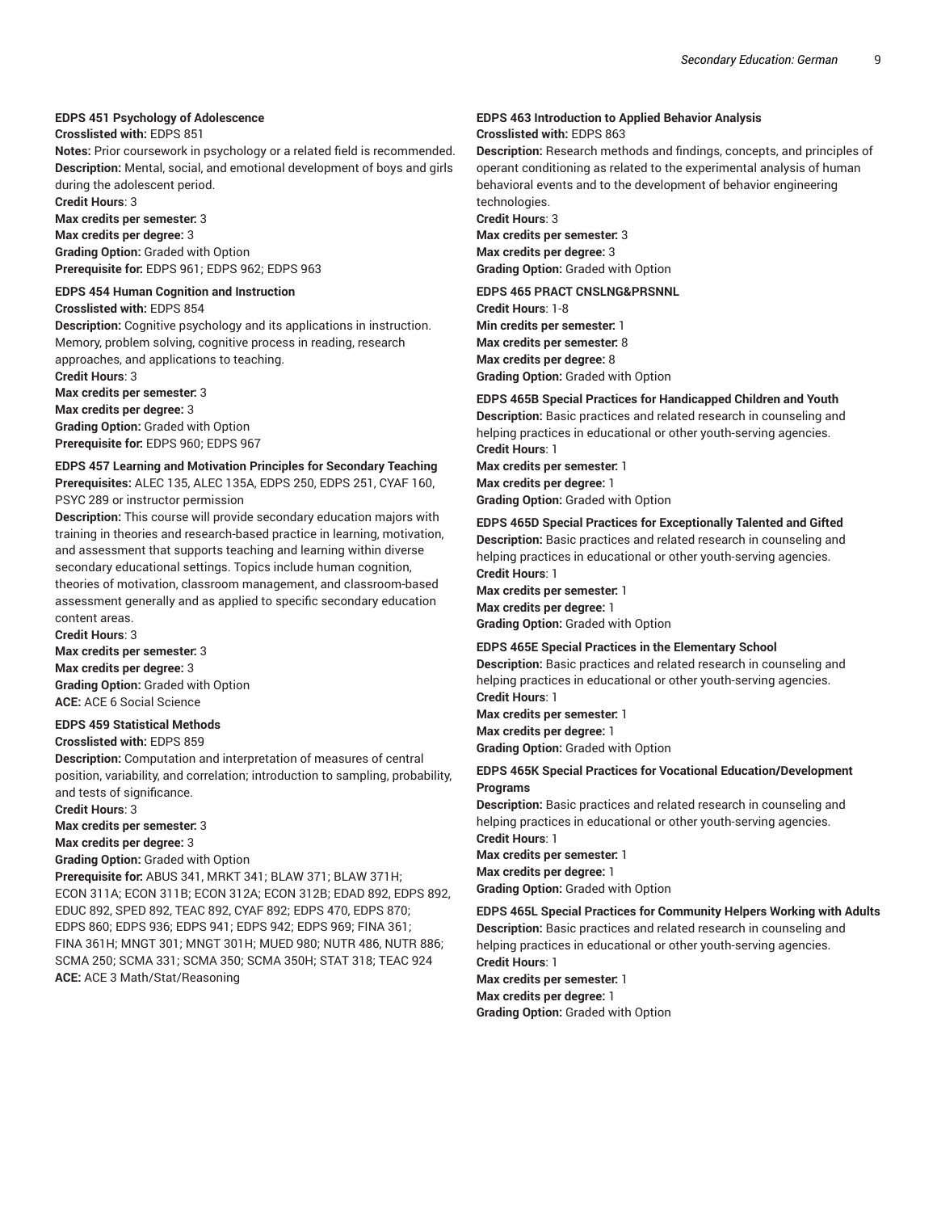**EDPS 451 Psychology of Adolescence**

**Crosslisted with:** EDPS 851

**Notes:** Prior coursework in psychology or a related field is recommended.

**Description:** Mental, social, and emotional development of boys and girls during the adolescent period.

**Credit Hours**: 3

**Max credits per semester:** 3

**Max credits per degree:** 3

**Grading Option:** Graded with Option

**Prerequisite for:** EDPS 961; EDPS 962; EDPS 963

**EDPS 454 Human Cognition and Instruction**

**Crosslisted with:** EDPS 854

**Description:** Cognitive psychology and its applications in instruction. Memory, problem solving, cognitive process in reading, research approaches, and applications to teaching.

**Credit Hours**: 3

**Max credits per semester:** 3

**Max credits per degree:** 3

**Grading Option:** Graded with Option

**Prerequisite for:** EDPS 960; EDPS 967

**EDPS 457 Learning and Motivation Principles for Secondary Teaching**

**Prerequisites:** ALEC 135, ALEC 135A, EDPS 250, EDPS 251, CYAF 160, PSYC 289 or instructor permission

**Description:** This course will provide secondary education majors with training in theories and research-based practice in learning, motivation, and assessment that supports teaching and learning within diverse secondary educational settings. Topics include human cognition, theories of motivation, classroom management, and classroom-based assessment generally and as applied to specific secondary education content areas.

**Credit Hours**: 3

**Max credits per semester:** 3

**Max credits per degree:** 3

**Grading Option:** Graded with Option

**ACE:** ACE 6 Social Science

**EDPS 459 Statistical Methods**

**Crosslisted with:** EDPS 859

**Description:** Computation and interpretation of measures of central position, variability, and correlation; introduction to sampling, probability, and tests of significance.

**Credit Hours**: 3

**Max credits per semester:** 3

**Max credits per degree:** 3

**Grading Option:** Graded with Option

**Prerequisite for:** ABUS 341, MRKT 341; BLAW 371; BLAW 371H; ECON 311A; ECON 311B; ECON 312A; ECON 312B; EDAD 892, EDPS 892, EDUC 892, SPED 892, TEAC 892, CYAF 892; EDPS 470, EDPS 870; EDPS 860; EDPS 936; EDPS 941; EDPS 942; EDPS 969; FINA 361; FINA 361H; MNGT 301; MNGT 301H; MUED 980; NUTR 486, NUTR 886; SCMA 250; SCMA 331; SCMA 350; SCMA 350H; STAT 318; TEAC 924

**ACE:** ACE 3 Math/Stat/Reasoning

**EDPS 463 Introduction to Applied Behavior Analysis**

**Crosslisted with:** EDPS 863

**Description:** Research methods and findings, concepts, and principles of operant conditioning as related to the experimental analysis of human behavioral events and to the development of behavior engineering technologies.

**Credit Hours**: 3

**Max credits per semester:** 3

**Max credits per degree:** 3

**Grading Option:** Graded with Option

**EDPS 465 PRACT CNSLNG&PRSNNL**

**Credit Hours**: 1-8

**Min credits per semester:** 1

**Max credits per semester:** 8

**Max credits per degree:** 8

**Grading Option:** Graded with Option

**EDPS 465B Special Practices for Handicapped Children and Youth**

**Description:** Basic practices and related research in counseling and helping practices in educational or other youth-serving agencies.

**Credit Hours**: 1

**Max credits per semester:** 1

**Max credits per degree:** 1

**Grading Option:** Graded with Option

**EDPS 465D Special Practices for Exceptionally Talented and Gifted**

**Description:** Basic practices and related research in counseling and helping practices in educational or other youth-serving agencies.

**Credit Hours**: 1

**Max credits per semester:** 1

**Max credits per degree:** 1

**Grading Option:** Graded with Option

**EDPS 465E Special Practices in the Elementary School**

**Description:** Basic practices and related research in counseling and helping practices in educational or other youth-serving agencies.

**Credit Hours**: 1

**Max credits per semester:** 1

**Max credits per degree:** 1

**Grading Option:** Graded with Option

**EDPS 465K Special Practices for Vocational Education/Development Programs**

**Description:** Basic practices and related research in counseling and helping practices in educational or other youth-serving agencies.

**Credit Hours**: 1

**Max credits per semester:** 1

**Max credits per degree:** 1

**Grading Option:** Graded with Option

**EDPS 465L Special Practices for Community Helpers Working with Adults**

**Description:** Basic practices and related research in counseling and helping practices in educational or other youth-serving agencies.

**Credit Hours**: 1

**Max credits per semester:** 1

**Max credits per degree:** 1

**Grading Option:** Graded with Option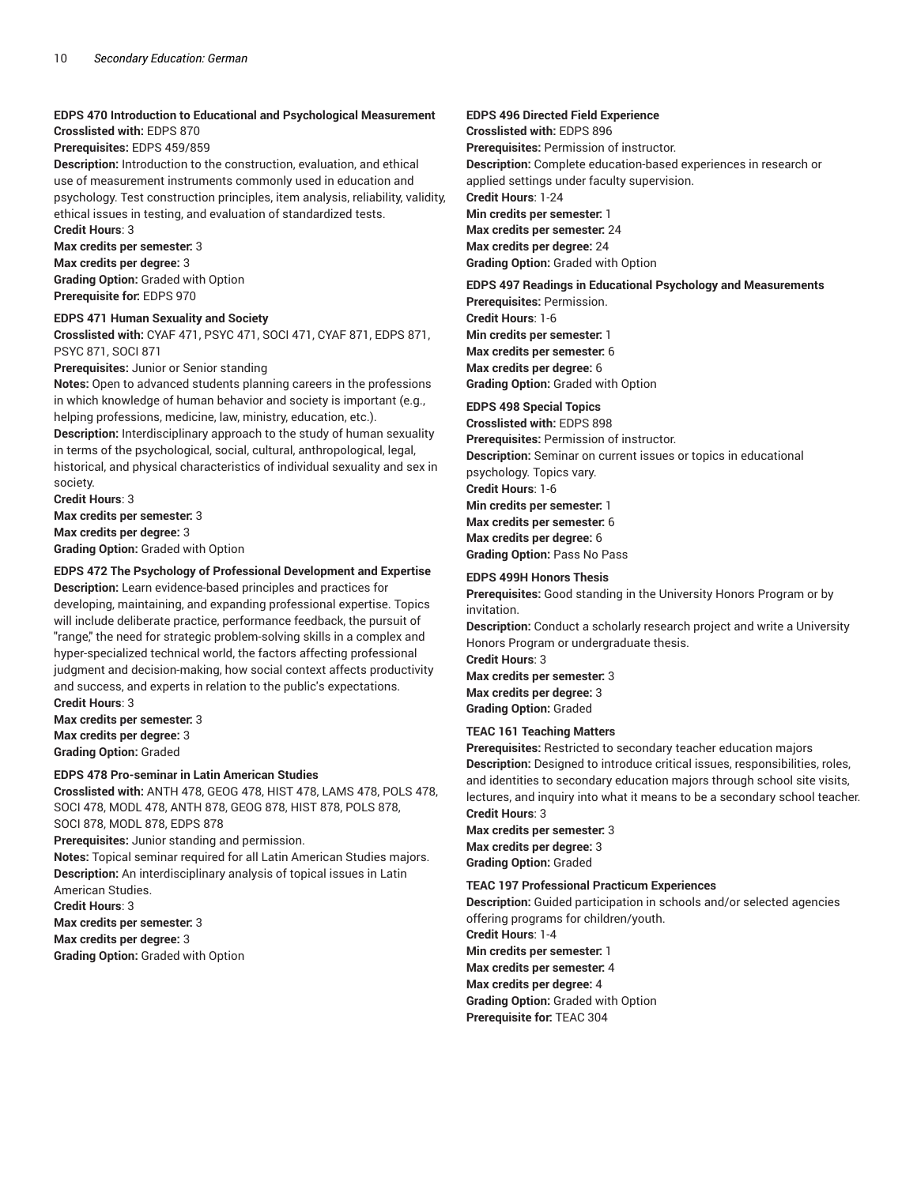**EDPS 470 Introduction to Educational and Psychological Measurement**
**Crosslisted with:** EDPS 870
**Prerequisites:** EDPS 459/859
**Description:** Introduction to the construction, evaluation, and ethical use of measurement instruments commonly used in education and psychology. Test construction principles, item analysis, reliability, validity, ethical issues in testing, and evaluation of standardized tests.
**Credit Hours**: 3
**Max credits per semester:** 3
**Max credits per degree:** 3
**Grading Option:** Graded with Option
**Prerequisite for:** EDPS 970

**EDPS 471 Human Sexuality and Society**
**Crosslisted with:** CYAF 471, PSYC 471, SOCI 471, CYAF 871, EDPS 871, PSYC 871, SOCI 871
**Prerequisites:** Junior or Senior standing
**Notes:** Open to advanced students planning careers in the professions in which knowledge of human behavior and society is important (e.g., helping professions, medicine, law, ministry, education, etc.).
**Description:** Interdisciplinary approach to the study of human sexuality in terms of the psychological, social, cultural, anthropological, legal, historical, and physical characteristics of individual sexuality and sex in society.
**Credit Hours**: 3
**Max credits per semester:** 3
**Max credits per degree:** 3
**Grading Option:** Graded with Option

**EDPS 472 The Psychology of Professional Development and Expertise**
**Description:** Learn evidence-based principles and practices for developing, maintaining, and expanding professional expertise. Topics will include deliberate practice, performance feedback, the pursuit of "range," the need for strategic problem-solving skills in a complex and hyper-specialized technical world, the factors affecting professional judgment and decision-making, how social context affects productivity and success, and experts in relation to the public's expectations.
**Credit Hours**: 3
**Max credits per semester:** 3
**Max credits per degree:** 3
**Grading Option:** Graded

**EDPS 478 Pro-seminar in Latin American Studies**
**Crosslisted with:** ANTH 478, GEOG 478, HIST 478, LAMS 478, POLS 478, SOCI 478, MODL 478, ANTH 878, GEOG 878, HIST 878, POLS 878, SOCI 878, MODL 878, EDPS 878
**Prerequisites:** Junior standing and permission.
**Notes:** Topical seminar required for all Latin American Studies majors.
**Description:** An interdisciplinary analysis of topical issues in Latin American Studies.
**Credit Hours**: 3
**Max credits per semester:** 3
**Max credits per degree:** 3
**Grading Option:** Graded with Option

**EDPS 496 Directed Field Experience**
**Crosslisted with:** EDPS 896
**Prerequisites:** Permission of instructor.
**Description:** Complete education-based experiences in research or applied settings under faculty supervision.
**Credit Hours**: 1-24
**Min credits per semester:** 1
**Max credits per semester:** 24
**Max credits per degree:** 24
**Grading Option:** Graded with Option

**EDPS 497 Readings in Educational Psychology and Measurements**
**Prerequisites:** Permission.
**Credit Hours**: 1-6
**Min credits per semester:** 1
**Max credits per semester:** 6
**Max credits per degree:** 6
**Grading Option:** Graded with Option

**EDPS 498 Special Topics**
**Crosslisted with:** EDPS 898
**Prerequisites:** Permission of instructor.
**Description:** Seminar on current issues or topics in educational psychology. Topics vary.
**Credit Hours**: 1-6
**Min credits per semester:** 1
**Max credits per semester:** 6
**Max credits per degree:** 6
**Grading Option:** Pass No Pass

**EDPS 499H Honors Thesis**
**Prerequisites:** Good standing in the University Honors Program or by invitation.
**Description:** Conduct a scholarly research project and write a University Honors Program or undergraduate thesis.
**Credit Hours**: 3
**Max credits per semester:** 3
**Max credits per degree:** 3
**Grading Option:** Graded

**TEAC 161 Teaching Matters**
**Prerequisites:** Restricted to secondary teacher education majors
**Description:** Designed to introduce critical issues, responsibilities, roles, and identities to secondary education majors through school site visits, lectures, and inquiry into what it means to be a secondary school teacher.
**Credit Hours**: 3
**Max credits per semester:** 3
**Max credits per degree:** 3
**Grading Option:** Graded

**TEAC 197 Professional Practicum Experiences**
**Description:** Guided participation in schools and/or selected agencies offering programs for children/youth.
**Credit Hours**: 1-4
**Min credits per semester:** 1
**Max credits per semester:** 4
**Max credits per degree:** 4
**Grading Option:** Graded with Option
**Prerequisite for:** TEAC 304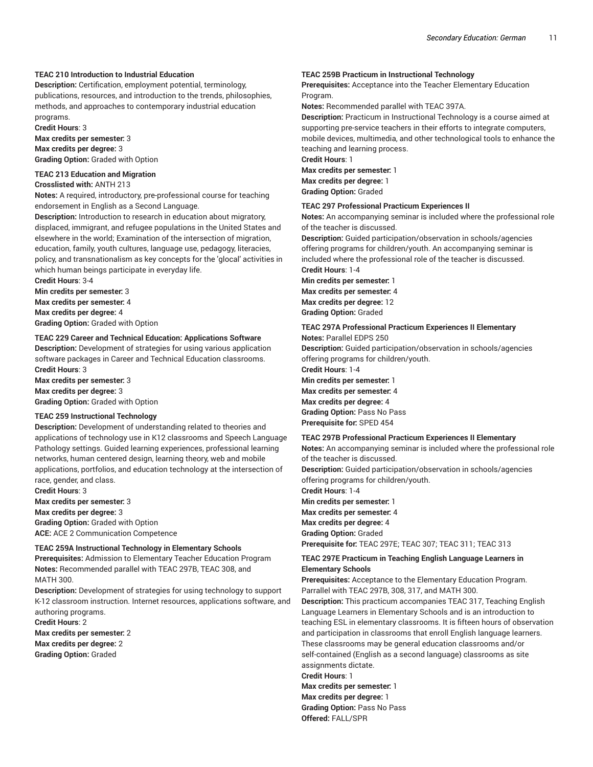**TEAC 210 Introduction to Industrial Education**
**Description:** Certification, employment potential, terminology, publications, resources, and introduction to the trends, philosophies, methods, and approaches to contemporary industrial education programs.
**Credit Hours**: 3
**Max credits per semester:** 3
**Max credits per degree:** 3
**Grading Option:** Graded with Option

**TEAC 213 Education and Migration**
**Crosslisted with:** ANTH 213
**Notes:** A required, introductory, pre-professional course for teaching endorsement in English as a Second Language.
**Description:** Introduction to research in education about migratory, displaced, immigrant, and refugee populations in the United States and elsewhere in the world; Examination of the intersection of migration, education, family, youth cultures, language use, pedagogy, literacies, policy, and transnationalism as key concepts for the 'glocal' activities in which human beings participate in everyday life.
**Credit Hours**: 3-4
**Min credits per semester:** 3
**Max credits per semester:** 4
**Max credits per degree:** 4
**Grading Option:** Graded with Option

**TEAC 229 Career and Technical Education: Applications Software**
**Description:** Development of strategies for using various application software packages in Career and Technical Education classrooms.
**Credit Hours**: 3
**Max credits per semester:** 3
**Max credits per degree:** 3
**Grading Option:** Graded with Option

**TEAC 259 Instructional Technology**
**Description:** Development of understanding related to theories and applications of technology use in K12 classrooms and Speech Language Pathology settings. Guided learning experiences, professional learning networks, human centered design, learning theory, web and mobile applications, portfolios, and education technology at the intersection of race, gender, and class.
**Credit Hours**: 3
**Max credits per semester:** 3
**Max credits per degree:** 3
**Grading Option:** Graded with Option
**ACE:** ACE 2 Communication Competence

**TEAC 259A Instructional Technology in Elementary Schools**
**Prerequisites:** Admission to Elementary Teacher Education Program
**Notes:** Recommended parallel with TEAC 297B, TEAC 308, and MATH 300.
**Description:** Development of strategies for using technology to support K-12 classroom instruction. Internet resources, applications software, and authoring programs.
**Credit Hours**: 2
**Max credits per semester:** 2
**Max credits per degree:** 2
**Grading Option:** Graded

**TEAC 259B Practicum in Instructional Technology**
**Prerequisites:** Acceptance into the Teacher Elementary Education Program.
**Notes:** Recommended parallel with TEAC 397A.
**Description:** Practicum in Instructional Technology is a course aimed at supporting pre-service teachers in their efforts to integrate computers, mobile devices, multimedia, and other technological tools to enhance the teaching and learning process.
**Credit Hours**: 1
**Max credits per semester:** 1
**Max credits per degree:** 1
**Grading Option:** Graded

**TEAC 297 Professional Practicum Experiences II**
**Notes:** An accompanying seminar is included where the professional role of the teacher is discussed.
**Description:** Guided participation/observation in schools/agencies offering programs for children/youth. An accompanying seminar is included where the professional role of the teacher is discussed.
**Credit Hours**: 1-4
**Min credits per semester:** 1
**Max credits per semester:** 4
**Max credits per degree:** 12
**Grading Option:** Graded

**TEAC 297A Professional Practicum Experiences II Elementary**
**Notes:** Parallel EDPS 250
**Description:** Guided participation/observation in schools/agencies offering programs for children/youth.
**Credit Hours**: 1-4
**Min credits per semester:** 1
**Max credits per semester:** 4
**Max credits per degree:** 4
**Grading Option:** Pass No Pass
**Prerequisite for:** SPED 454

**TEAC 297B Professional Practicum Experiences II Elementary**
**Notes:** An accompanying seminar is included where the professional role of the teacher is discussed.
**Description:** Guided participation/observation in schools/agencies offering programs for children/youth.
**Credit Hours**: 1-4
**Min credits per semester:** 1
**Max credits per semester:** 4
**Max credits per degree:** 4
**Grading Option:** Graded
**Prerequisite for:** TEAC 297E; TEAC 307; TEAC 311; TEAC 313

**TEAC 297E Practicum in Teaching English Language Learners in Elementary Schools**
**Prerequisites:** Acceptance to the Elementary Education Program. Parrallel with TEAC 297B, 308, 317, and MATH 300.
**Description:** This practicum accompanies TEAC 317, Teaching English Language Learners in Elementary Schools and is an introduction to teaching ESL in elementary classrooms. It is fifteen hours of observation and participation in classrooms that enroll English language learners. These classrooms may be general education classrooms and/or self-contained (English as a second language) classrooms as site assignments dictate.
**Credit Hours**: 1
**Max credits per semester:** 1
**Max credits per degree:** 1
**Grading Option:** Pass No Pass
**Offered:** FALL/SPR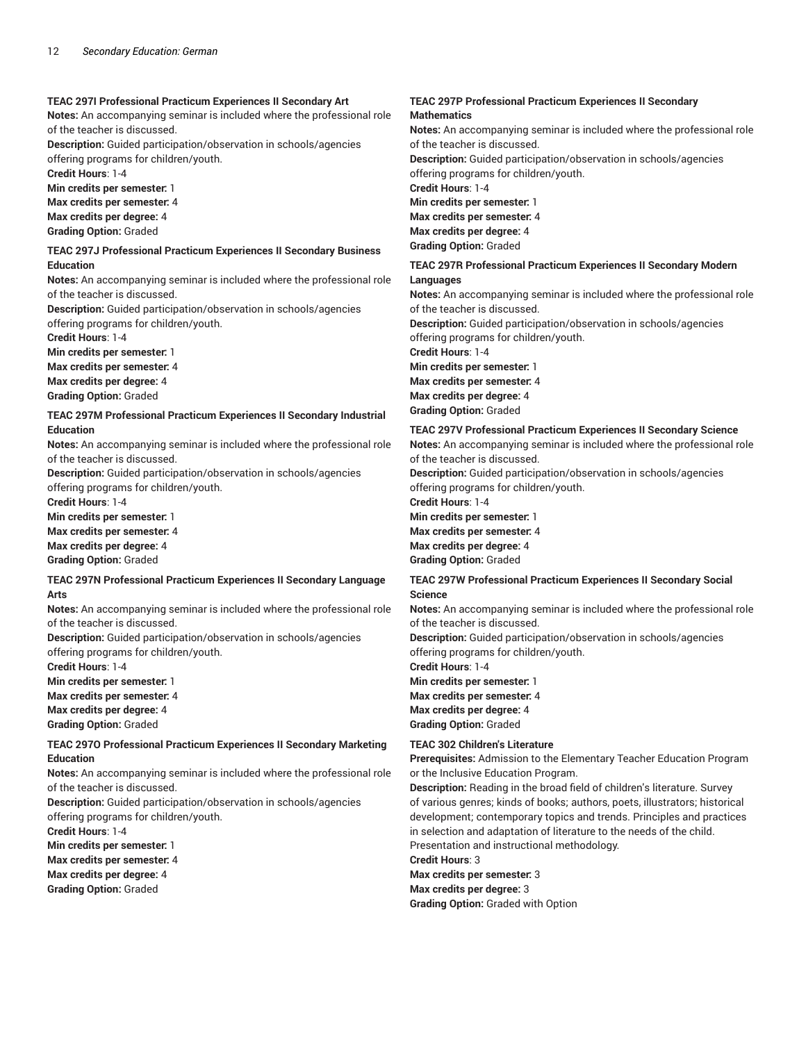**TEAC 297I Professional Practicum Experiences II Secondary Art**
**Notes:** An accompanying seminar is included where the professional role of the teacher is discussed.
**Description:** Guided participation/observation in schools/agencies offering programs for children/youth.
**Credit Hours**: 1-4
**Min credits per semester:** 1
**Max credits per semester:** 4
**Max credits per degree:** 4
**Grading Option:** Graded

**TEAC 297J Professional Practicum Experiences II Secondary Business Education**
**Notes:** An accompanying seminar is included where the professional role of the teacher is discussed.
**Description:** Guided participation/observation in schools/agencies offering programs for children/youth.
**Credit Hours**: 1-4
**Min credits per semester:** 1
**Max credits per semester:** 4
**Max credits per degree:** 4
**Grading Option:** Graded

**TEAC 297M Professional Practicum Experiences II Secondary Industrial Education**
**Notes:** An accompanying seminar is included where the professional role of the teacher is discussed.
**Description:** Guided participation/observation in schools/agencies offering programs for children/youth.
**Credit Hours**: 1-4
**Min credits per semester:** 1
**Max credits per semester:** 4
**Max credits per degree:** 4
**Grading Option:** Graded

**TEAC 297N Professional Practicum Experiences II Secondary Language Arts**
**Notes:** An accompanying seminar is included where the professional role of the teacher is discussed.
**Description:** Guided participation/observation in schools/agencies offering programs for children/youth.
**Credit Hours**: 1-4
**Min credits per semester:** 1
**Max credits per semester:** 4
**Max credits per degree:** 4
**Grading Option:** Graded

**TEAC 297O Professional Practicum Experiences II Secondary Marketing Education**
**Notes:** An accompanying seminar is included where the professional role of the teacher is discussed.
**Description:** Guided participation/observation in schools/agencies offering programs for children/youth.
**Credit Hours**: 1-4
**Min credits per semester:** 1
**Max credits per semester:** 4
**Max credits per degree:** 4
**Grading Option:** Graded

**TEAC 297P Professional Practicum Experiences II Secondary Mathematics**
**Notes:** An accompanying seminar is included where the professional role of the teacher is discussed.
**Description:** Guided participation/observation in schools/agencies offering programs for children/youth.
**Credit Hours**: 1-4
**Min credits per semester:** 1
**Max credits per semester:** 4
**Max credits per degree:** 4
**Grading Option:** Graded

**TEAC 297R Professional Practicum Experiences II Secondary Modern Languages**
**Notes:** An accompanying seminar is included where the professional role of the teacher is discussed.
**Description:** Guided participation/observation in schools/agencies offering programs for children/youth.
**Credit Hours**: 1-4
**Min credits per semester:** 1
**Max credits per semester:** 4
**Max credits per degree:** 4
**Grading Option:** Graded

**TEAC 297V Professional Practicum Experiences II Secondary Science**
**Notes:** An accompanying seminar is included where the professional role of the teacher is discussed.
**Description:** Guided participation/observation in schools/agencies offering programs for children/youth.
**Credit Hours**: 1-4
**Min credits per semester:** 1
**Max credits per semester:** 4
**Max credits per degree:** 4
**Grading Option:** Graded

**TEAC 297W Professional Practicum Experiences II Secondary Social Science**
**Notes:** An accompanying seminar is included where the professional role of the teacher is discussed.
**Description:** Guided participation/observation in schools/agencies offering programs for children/youth.
**Credit Hours**: 1-4
**Min credits per semester:** 1
**Max credits per semester:** 4
**Max credits per degree:** 4
**Grading Option:** Graded

**TEAC 302 Children's Literature**
**Prerequisites:** Admission to the Elementary Teacher Education Program or the Inclusive Education Program.
**Description:** Reading in the broad field of children's literature. Survey of various genres; kinds of books; authors, poets, illustrators; historical development; contemporary topics and trends. Principles and practices in selection and adaptation of literature to the needs of the child. Presentation and instructional methodology.
**Credit Hours**: 3
**Max credits per semester:** 3
**Max credits per degree:** 3
**Grading Option:** Graded with Option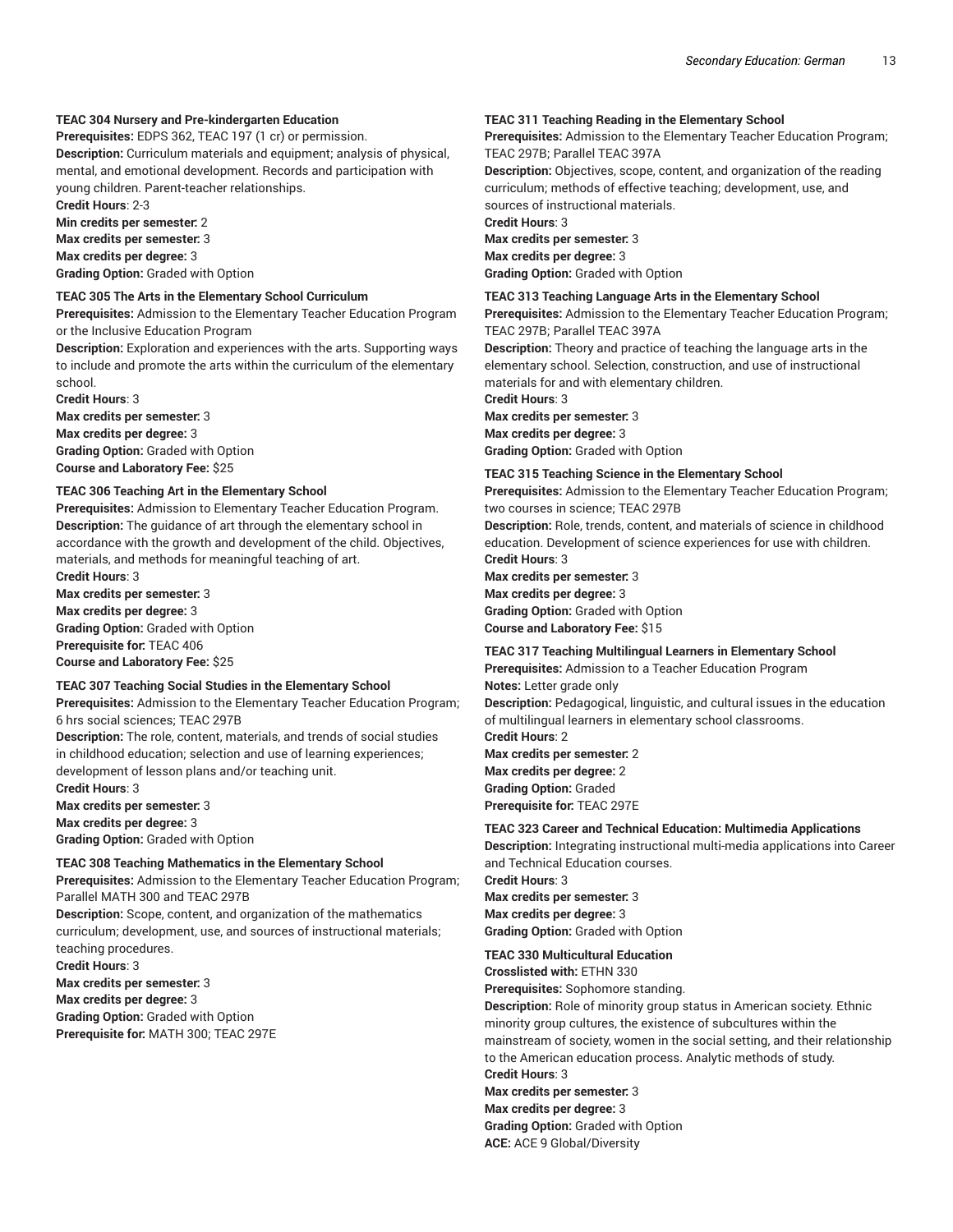**TEAC 304 Nursery and Pre-kindergarten Education**

**Prerequisites:** EDPS 362, TEAC 197 (1 cr) or permission.

**Description:** Curriculum materials and equipment; analysis of physical, mental, and emotional development. Records and participation with young children. Parent-teacher relationships.

**Credit Hours**: 2-3

**Min credits per semester:** 2

**Max credits per semester:** 3

**Max credits per degree:** 3

**Grading Option:** Graded with Option

**TEAC 305 The Arts in the Elementary School Curriculum**

**Prerequisites:** Admission to the Elementary Teacher Education Program or the Inclusive Education Program

**Description:** Exploration and experiences with the arts. Supporting ways to include and promote the arts within the curriculum of the elementary school.

**Credit Hours**: 3

**Max credits per semester:** 3

**Max credits per degree:** 3

**Grading Option:** Graded with Option

**Course and Laboratory Fee:** $25

**TEAC 306 Teaching Art in the Elementary School**

**Prerequisites:** Admission to Elementary Teacher Education Program.

**Description:** The guidance of art through the elementary school in accordance with the growth and development of the child. Objectives, materials, and methods for meaningful teaching of art.

**Credit Hours**: 3

**Max credits per semester:** 3

**Max credits per degree:** 3

**Grading Option:** Graded with Option

**Prerequisite for:** TEAC 406

**Course and Laboratory Fee:** $25

**TEAC 307 Teaching Social Studies in the Elementary School**

**Prerequisites:** Admission to the Elementary Teacher Education Program; 6 hrs social sciences; TEAC 297B

**Description:** The role, content, materials, and trends of social studies in childhood education; selection and use of learning experiences; development of lesson plans and/or teaching unit.

**Credit Hours**: 3

**Max credits per semester:** 3

**Max credits per degree:** 3

**Grading Option:** Graded with Option

**TEAC 308 Teaching Mathematics in the Elementary School**

**Prerequisites:** Admission to the Elementary Teacher Education Program; Parallel MATH 300 and TEAC 297B

**Description:** Scope, content, and organization of the mathematics curriculum; development, use, and sources of instructional materials; teaching procedures.

**Credit Hours**: 3

**Max credits per semester:** 3

**Max credits per degree:** 3

**Grading Option:** Graded with Option

**Prerequisite for:** MATH 300; TEAC 297E

**TEAC 311 Teaching Reading in the Elementary School**

**Prerequisites:** Admission to the Elementary Teacher Education Program; TEAC 297B; Parallel TEAC 397A

**Description:** Objectives, scope, content, and organization of the reading curriculum; methods of effective teaching; development, use, and sources of instructional materials.

**Credit Hours**: 3

**Max credits per semester:** 3

**Max credits per degree:** 3

**Grading Option:** Graded with Option

**TEAC 313 Teaching Language Arts in the Elementary School**

**Prerequisites:** Admission to the Elementary Teacher Education Program; TEAC 297B; Parallel TEAC 397A

**Description:** Theory and practice of teaching the language arts in the elementary school. Selection, construction, and use of instructional materials for and with elementary children.

**Credit Hours**: 3

**Max credits per semester:** 3

**Max credits per degree:** 3

**Grading Option:** Graded with Option

**TEAC 315 Teaching Science in the Elementary School**

**Prerequisites:** Admission to the Elementary Teacher Education Program; two courses in science; TEAC 297B

**Description:** Role, trends, content, and materials of science in childhood education. Development of science experiences for use with children.

**Credit Hours**: 3

**Max credits per semester:** 3

**Max credits per degree:** 3

**Grading Option:** Graded with Option

**Course and Laboratory Fee:** $15

**TEAC 317 Teaching Multilingual Learners in Elementary School**

**Prerequisites:** Admission to a Teacher Education Program

**Notes:** Letter grade only

**Description:** Pedagogical, linguistic, and cultural issues in the education of multilingual learners in elementary school classrooms.

**Credit Hours**: 2

**Max credits per semester:** 2

**Max credits per degree:** 2

**Grading Option:** Graded

**Prerequisite for:** TEAC 297E

**TEAC 323 Career and Technical Education: Multimedia Applications**

**Description:** Integrating instructional multi-media applications into Career and Technical Education courses.

**Credit Hours**: 3

**Max credits per semester:** 3

**Max credits per degree:** 3

**Grading Option:** Graded with Option

**TEAC 330 Multicultural Education**

**Crosslisted with:** ETHN 330

**Prerequisites:** Sophomore standing.

**Description:** Role of minority group status in American society. Ethnic minority group cultures, the existence of subcultures within the mainstream of society, women in the social setting, and their relationship to the American education process. Analytic methods of study.

**Credit Hours**: 3

**Max credits per semester:** 3

**Max credits per degree:** 3

**Grading Option:** Graded with Option

**ACE:** ACE 9 Global/Diversity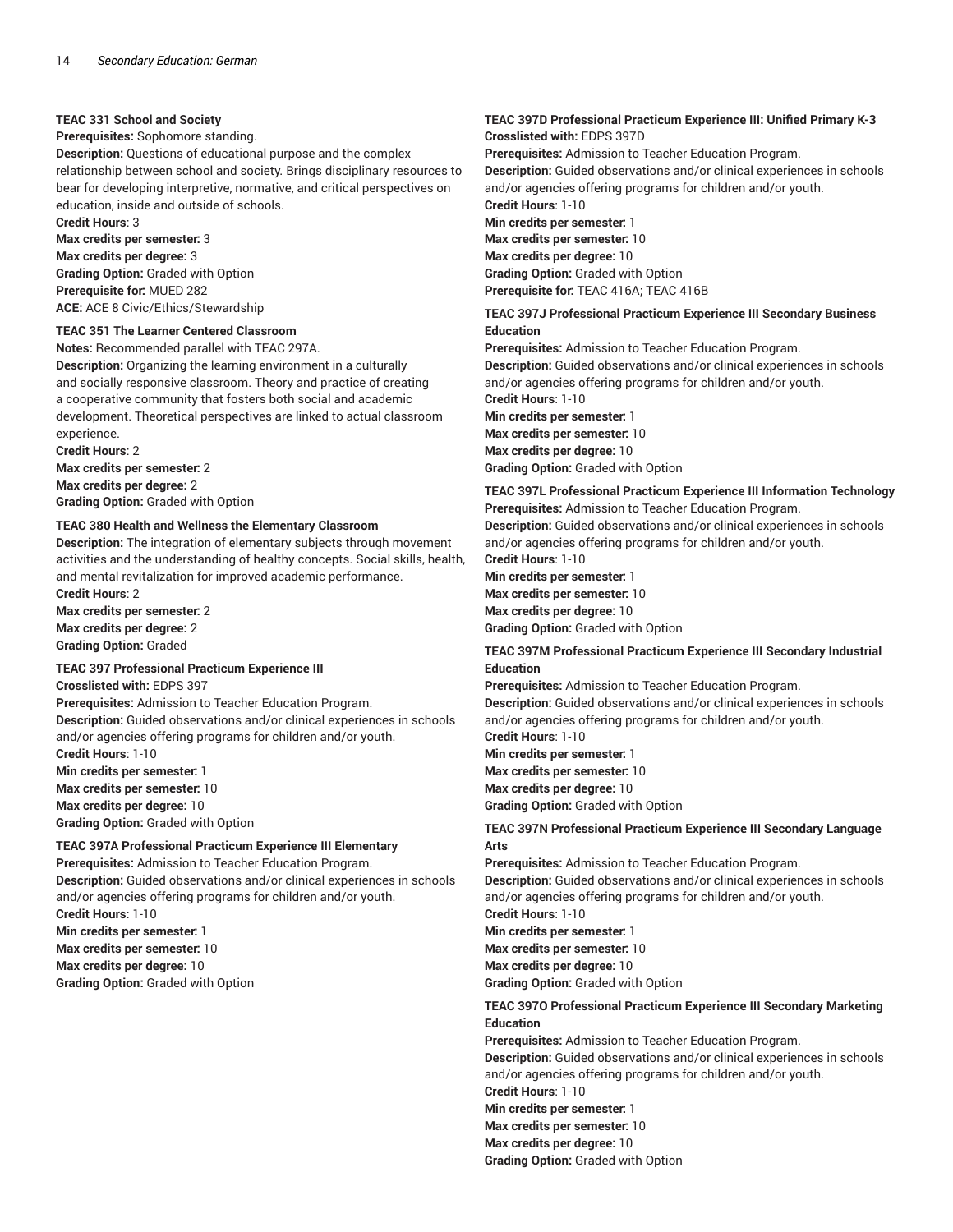### TEAC 331 School and Society

**Prerequisites:** Sophomore standing.
**Description:** Questions of educational purpose and the complex relationship between school and society. Brings disciplinary resources to bear for developing interpretive, normative, and critical perspectives on education, inside and outside of schools.
**Credit Hours**: 3
**Max credits per semester:** 3
**Max credits per degree:** 3
**Grading Option:** Graded with Option
**Prerequisite for:** MUED 282
**ACE:** ACE 8 Civic/Ethics/Stewardship

### TEAC 351 The Learner Centered Classroom

**Notes:** Recommended parallel with TEAC 297A.
**Description:** Organizing the learning environment in a culturally and socially responsive classroom. Theory and practice of creating a cooperative community that fosters both social and academic development. Theoretical perspectives are linked to actual classroom experience.
**Credit Hours**: 2
**Max credits per semester:** 2
**Max credits per degree:** 2
**Grading Option:** Graded with Option

### TEAC 380 Health and Wellness the Elementary Classroom

**Description:** The integration of elementary subjects through movement activities and the understanding of healthy concepts. Social skills, health, and mental revitalization for improved academic performance.
**Credit Hours**: 2
**Max credits per semester:** 2
**Max credits per degree:** 2
**Grading Option:** Graded

### TEAC 397 Professional Practicum Experience III

**Crosslisted with:** EDPS 397
**Prerequisites:** Admission to Teacher Education Program.
**Description:** Guided observations and/or clinical experiences in schools and/or agencies offering programs for children and/or youth.
**Credit Hours**: 1-10
**Min credits per semester:** 1
**Max credits per semester:** 10
**Max credits per degree:** 10
**Grading Option:** Graded with Option

### TEAC 397A Professional Practicum Experience III Elementary

**Prerequisites:** Admission to Teacher Education Program.
**Description:** Guided observations and/or clinical experiences in schools and/or agencies offering programs for children and/or youth.
**Credit Hours**: 1-10
**Min credits per semester:** 1
**Max credits per semester:** 10
**Max credits per degree:** 10
**Grading Option:** Graded with Option

### TEAC 397D Professional Practicum Experience III: Unified Primary K-3

**Crosslisted with:** EDPS 397D
**Prerequisites:** Admission to Teacher Education Program.
**Description:** Guided observations and/or clinical experiences in schools and/or agencies offering programs for children and/or youth.
**Credit Hours**: 1-10
**Min credits per semester:** 1
**Max credits per semester:** 10
**Max credits per degree:** 10
**Grading Option:** Graded with Option
**Prerequisite for:** TEAC 416A; TEAC 416B

### TEAC 397J Professional Practicum Experience III Secondary Business Education

**Prerequisites:** Admission to Teacher Education Program.
**Description:** Guided observations and/or clinical experiences in schools and/or agencies offering programs for children and/or youth.
**Credit Hours**: 1-10
**Min credits per semester:** 1
**Max credits per semester:** 10
**Max credits per degree:** 10
**Grading Option:** Graded with Option

### TEAC 397L Professional Practicum Experience III Information Technology

**Prerequisites:** Admission to Teacher Education Program.
**Description:** Guided observations and/or clinical experiences in schools and/or agencies offering programs for children and/or youth.
**Credit Hours**: 1-10
**Min credits per semester:** 1
**Max credits per semester:** 10
**Max credits per degree:** 10
**Grading Option:** Graded with Option

### TEAC 397M Professional Practicum Experience III Secondary Industrial Education

**Prerequisites:** Admission to Teacher Education Program.
**Description:** Guided observations and/or clinical experiences in schools and/or agencies offering programs for children and/or youth.
**Credit Hours**: 1-10
**Min credits per semester:** 1
**Max credits per semester:** 10
**Max credits per degree:** 10
**Grading Option:** Graded with Option

### TEAC 397N Professional Practicum Experience III Secondary Language Arts

**Prerequisites:** Admission to Teacher Education Program.
**Description:** Guided observations and/or clinical experiences in schools and/or agencies offering programs for children and/or youth.
**Credit Hours**: 1-10
**Min credits per semester:** 1
**Max credits per semester:** 10
**Max credits per degree:** 10
**Grading Option:** Graded with Option

### TEAC 397O Professional Practicum Experience III Secondary Marketing Education

**Prerequisites:** Admission to Teacher Education Program.
**Description:** Guided observations and/or clinical experiences in schools and/or agencies offering programs for children and/or youth.
**Credit Hours**: 1-10
**Min credits per semester:** 1
**Max credits per semester:** 10
**Max credits per degree:** 10
**Grading Option:** Graded with Option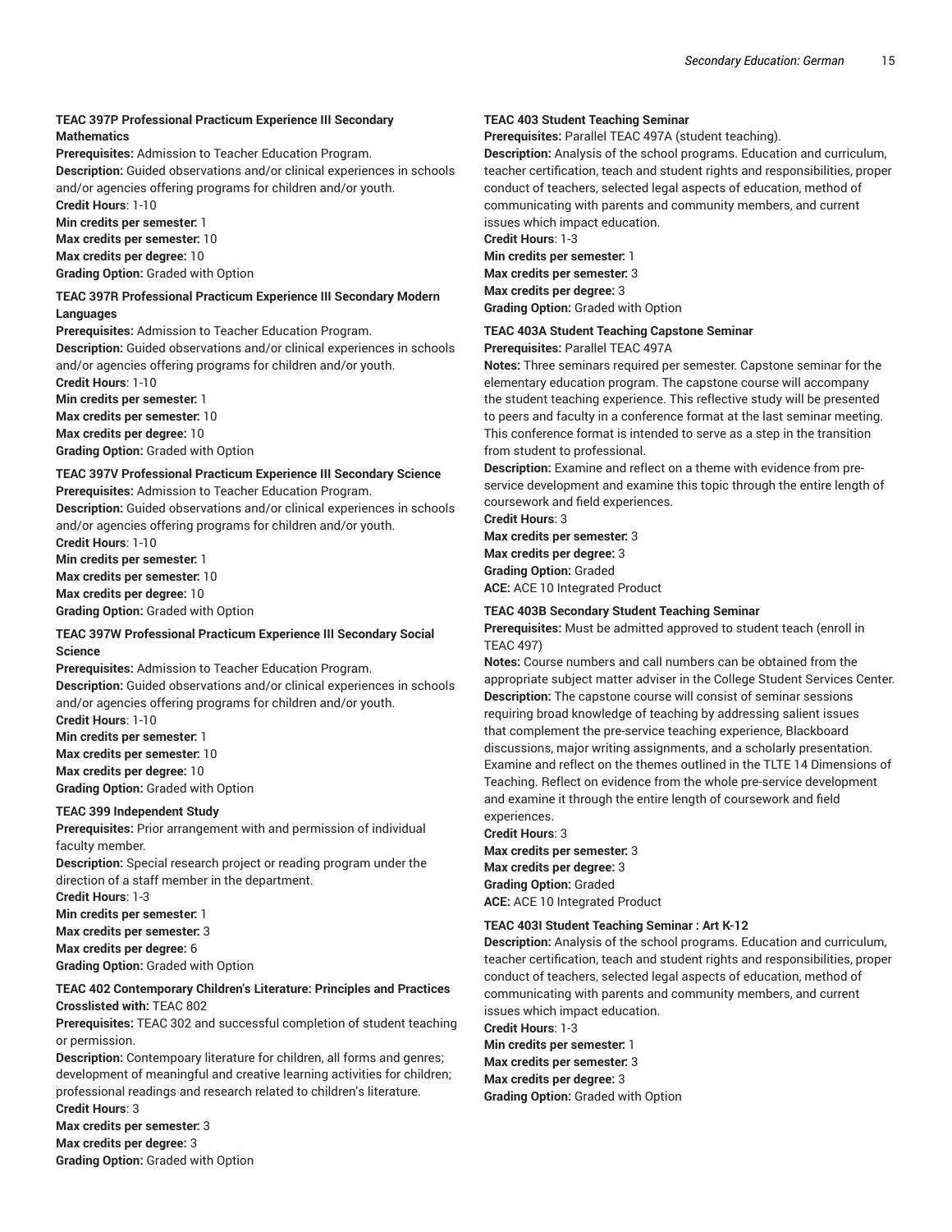**TEAC 397P Professional Practicum Experience III Secondary Mathematics**

**Prerequisites:** Admission to Teacher Education Program.
**Description:** Guided observations and/or clinical experiences in schools and/or agencies offering programs for children and/or youth.
**Credit Hours**: 1-10
**Min credits per semester:** 1
**Max credits per semester:** 10
**Max credits per degree:** 10
**Grading Option:** Graded with Option

**TEAC 397R Professional Practicum Experience III Secondary Modern Languages**

**Prerequisites:** Admission to Teacher Education Program.
**Description:** Guided observations and/or clinical experiences in schools and/or agencies offering programs for children and/or youth.
**Credit Hours**: 1-10
**Min credits per semester:** 1
**Max credits per semester:** 10
**Max credits per degree:** 10
**Grading Option:** Graded with Option

**TEAC 397V Professional Practicum Experience III Secondary Science**

**Prerequisites:** Admission to Teacher Education Program.
**Description:** Guided observations and/or clinical experiences in schools and/or agencies offering programs for children and/or youth.
**Credit Hours**: 1-10
**Min credits per semester:** 1
**Max credits per semester:** 10
**Max credits per degree:** 10
**Grading Option:** Graded with Option

**TEAC 397W Professional Practicum Experience III Secondary Social Science**

**Prerequisites:** Admission to Teacher Education Program.
**Description:** Guided observations and/or clinical experiences in schools and/or agencies offering programs for children and/or youth.
**Credit Hours**: 1-10
**Min credits per semester:** 1
**Max credits per semester:** 10
**Max credits per degree:** 10
**Grading Option:** Graded with Option

**TEAC 399 Independent Study**

**Prerequisites:** Prior arrangement with and permission of individual faculty member.
**Description:** Special research project or reading program under the direction of a staff member in the department.
**Credit Hours**: 1-3
**Min credits per semester:** 1
**Max credits per semester:** 3
**Max credits per degree:** 6
**Grading Option:** Graded with Option

**TEAC 402 Contemporary Children's Literature: Principles and Practices**

**Crosslisted with:** TEAC 802
**Prerequisites:** TEAC 302 and successful completion of student teaching or permission.
**Description:** Contempoary literature for children, all forms and genres; development of meaningful and creative learning activities for children; professional readings and research related to children's literature.
**Credit Hours**: 3
**Max credits per semester:** 3
**Max credits per degree:** 3
**Grading Option:** Graded with Option

**TEAC 403 Student Teaching Seminar**

**Prerequisites:** Parallel TEAC 497A (student teaching).
**Description:** Analysis of the school programs. Education and curriculum, teacher certification, teach and student rights and responsibilities, proper conduct of teachers, selected legal aspects of education, method of communicating with parents and community members, and current issues which impact education.
**Credit Hours**: 1-3
**Min credits per semester:** 1
**Max credits per semester:** 3
**Max credits per degree:** 3
**Grading Option:** Graded with Option

**TEAC 403A Student Teaching Capstone Seminar**

**Prerequisites:** Parallel TEAC 497A
**Notes:** Three seminars required per semester. Capstone seminar for the elementary education program. The capstone course will accompany the student teaching experience. This reflective study will be presented to peers and faculty in a conference format at the last seminar meeting. This conference format is intended to serve as a step in the transition from student to professional.
**Description:** Examine and reflect on a theme with evidence from pre-service development and examine this topic through the entire length of coursework and field experiences.
**Credit Hours**: 3
**Max credits per semester:** 3
**Max credits per degree:** 3
**Grading Option:** Graded
**ACE:** ACE 10 Integrated Product

**TEAC 403B Secondary Student Teaching Seminar**

**Prerequisites:** Must be admitted approved to student teach (enroll in TEAC 497)
**Notes:** Course numbers and call numbers can be obtained from the appropriate subject matter adviser in the College Student Services Center.
**Description:** The capstone course will consist of seminar sessions requiring broad knowledge of teaching by addressing salient issues that complement the pre-service teaching experience, Blackboard discussions, major writing assignments, and a scholarly presentation. Examine and reflect on the themes outlined in the TLTE 14 Dimensions of Teaching. Reflect on evidence from the whole pre-service development and examine it through the entire length of coursework and field experiences.
**Credit Hours**: 3
**Max credits per semester:** 3
**Max credits per degree:** 3
**Grading Option:** Graded
**ACE:** ACE 10 Integrated Product

**TEAC 403I Student Teaching Seminar : Art K-12**

**Description:** Analysis of the school programs. Education and curriculum, teacher certification, teach and student rights and responsibilities, proper conduct of teachers, selected legal aspects of education, method of communicating with parents and community members, and current issues which impact education.
**Credit Hours**: 1-3
**Min credits per semester:** 1
**Max credits per semester:** 3
**Max credits per degree:** 3
**Grading Option:** Graded with Option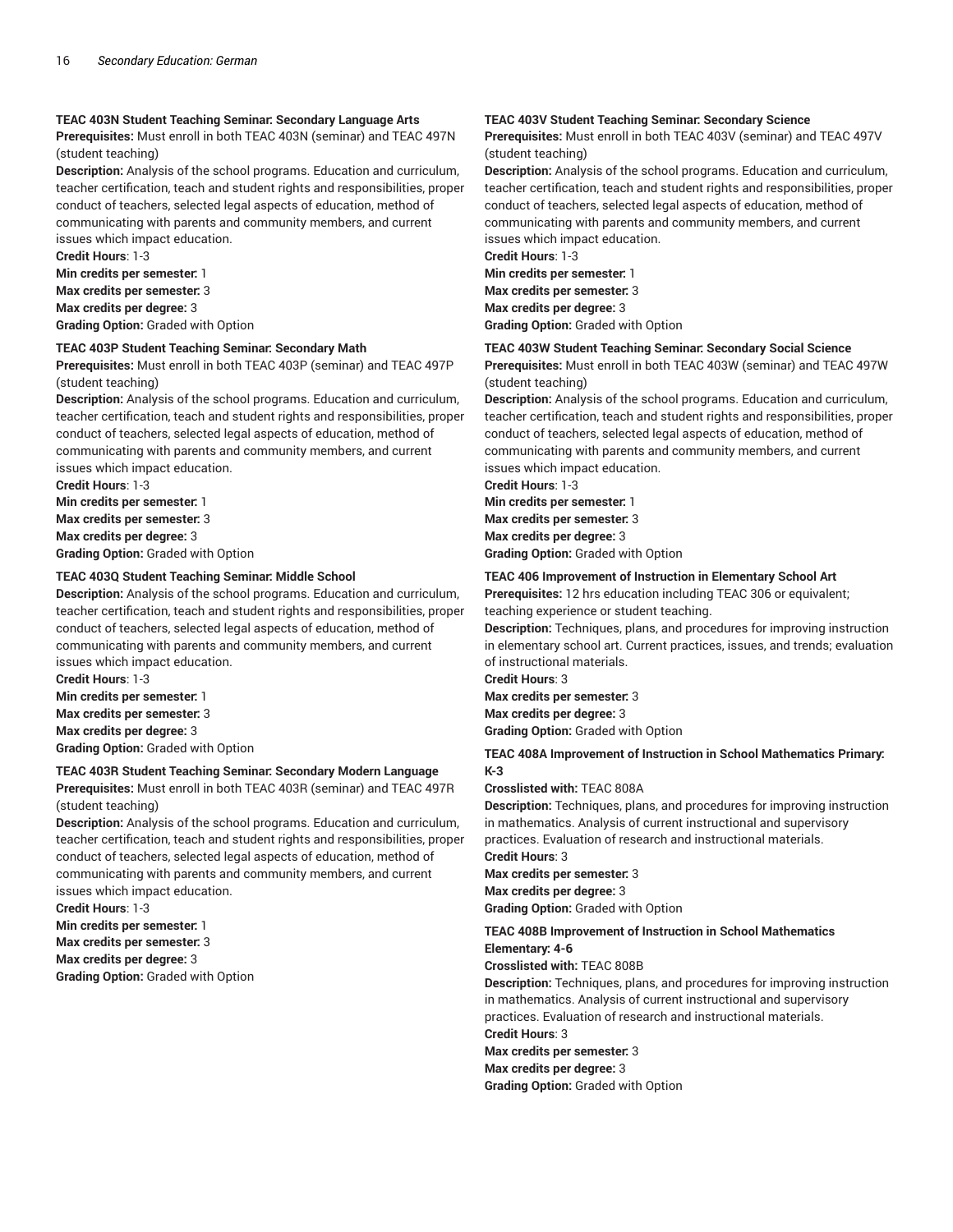**TEAC 403N Student Teaching Seminar: Secondary Language Arts**
**Prerequisites:** Must enroll in both TEAC 403N (seminar) and TEAC 497N (student teaching)
**Description:** Analysis of the school programs. Education and curriculum, teacher certification, teach and student rights and responsibilities, proper conduct of teachers, selected legal aspects of education, method of communicating with parents and community members, and current issues which impact education.
**Credit Hours**: 1-3
**Min credits per semester:** 1
**Max credits per semester:** 3
**Max credits per degree:** 3
**Grading Option:** Graded with Option

**TEAC 403P Student Teaching Seminar: Secondary Math**
**Prerequisites:** Must enroll in both TEAC 403P (seminar) and TEAC 497P (student teaching)
**Description:** Analysis of the school programs. Education and curriculum, teacher certification, teach and student rights and responsibilities, proper conduct of teachers, selected legal aspects of education, method of communicating with parents and community members, and current issues which impact education.
**Credit Hours**: 1-3
**Min credits per semester:** 1
**Max credits per semester:** 3
**Max credits per degree:** 3
**Grading Option:** Graded with Option

**TEAC 403Q Student Teaching Seminar: Middle School**
**Description:** Analysis of the school programs. Education and curriculum, teacher certification, teach and student rights and responsibilities, proper conduct of teachers, selected legal aspects of education, method of communicating with parents and community members, and current issues which impact education.
**Credit Hours**: 1-3
**Min credits per semester:** 1
**Max credits per semester:** 3
**Max credits per degree:** 3
**Grading Option:** Graded with Option

**TEAC 403R Student Teaching Seminar: Secondary Modern Language**
**Prerequisites:** Must enroll in both TEAC 403R (seminar) and TEAC 497R (student teaching)
**Description:** Analysis of the school programs. Education and curriculum, teacher certification, teach and student rights and responsibilities, proper conduct of teachers, selected legal aspects of education, method of communicating with parents and community members, and current issues which impact education.
**Credit Hours**: 1-3
**Min credits per semester:** 1
**Max credits per semester:** 3
**Max credits per degree:** 3
**Grading Option:** Graded with Option

**TEAC 403V Student Teaching Seminar: Secondary Science**
**Prerequisites:** Must enroll in both TEAC 403V (seminar) and TEAC 497V (student teaching)
**Description:** Analysis of the school programs. Education and curriculum, teacher certification, teach and student rights and responsibilities, proper conduct of teachers, selected legal aspects of education, method of communicating with parents and community members, and current issues which impact education.
**Credit Hours**: 1-3
**Min credits per semester:** 1
**Max credits per semester:** 3
**Max credits per degree:** 3
**Grading Option:** Graded with Option

**TEAC 403W Student Teaching Seminar: Secondary Social Science**
**Prerequisites:** Must enroll in both TEAC 403W (seminar) and TEAC 497W (student teaching)
**Description:** Analysis of the school programs. Education and curriculum, teacher certification, teach and student rights and responsibilities, proper conduct of teachers, selected legal aspects of education, method of communicating with parents and community members, and current issues which impact education.
**Credit Hours**: 1-3
**Min credits per semester:** 1
**Max credits per semester:** 3
**Max credits per degree:** 3
**Grading Option:** Graded with Option

**TEAC 406 Improvement of Instruction in Elementary School Art**
**Prerequisites:** 12 hrs education including TEAC 306 or equivalent; teaching experience or student teaching.
**Description:** Techniques, plans, and procedures for improving instruction in elementary school art. Current practices, issues, and trends; evaluation of instructional materials.
**Credit Hours**: 3
**Max credits per semester:** 3
**Max credits per degree:** 3
**Grading Option:** Graded with Option

**TEAC 408A Improvement of Instruction in School Mathematics Primary: K-3**
**Crosslisted with:** TEAC 808A
**Description:** Techniques, plans, and procedures for improving instruction in mathematics. Analysis of current instructional and supervisory practices. Evaluation of research and instructional materials.
**Credit Hours**: 3
**Max credits per semester:** 3
**Max credits per degree:** 3
**Grading Option:** Graded with Option

**TEAC 408B Improvement of Instruction in School Mathematics Elementary: 4-6**
**Crosslisted with:** TEAC 808B
**Description:** Techniques, plans, and procedures for improving instruction in mathematics. Analysis of current instructional and supervisory practices. Evaluation of research and instructional materials.
**Credit Hours**: 3
**Max credits per semester:** 3
**Max credits per degree:** 3
**Grading Option:** Graded with Option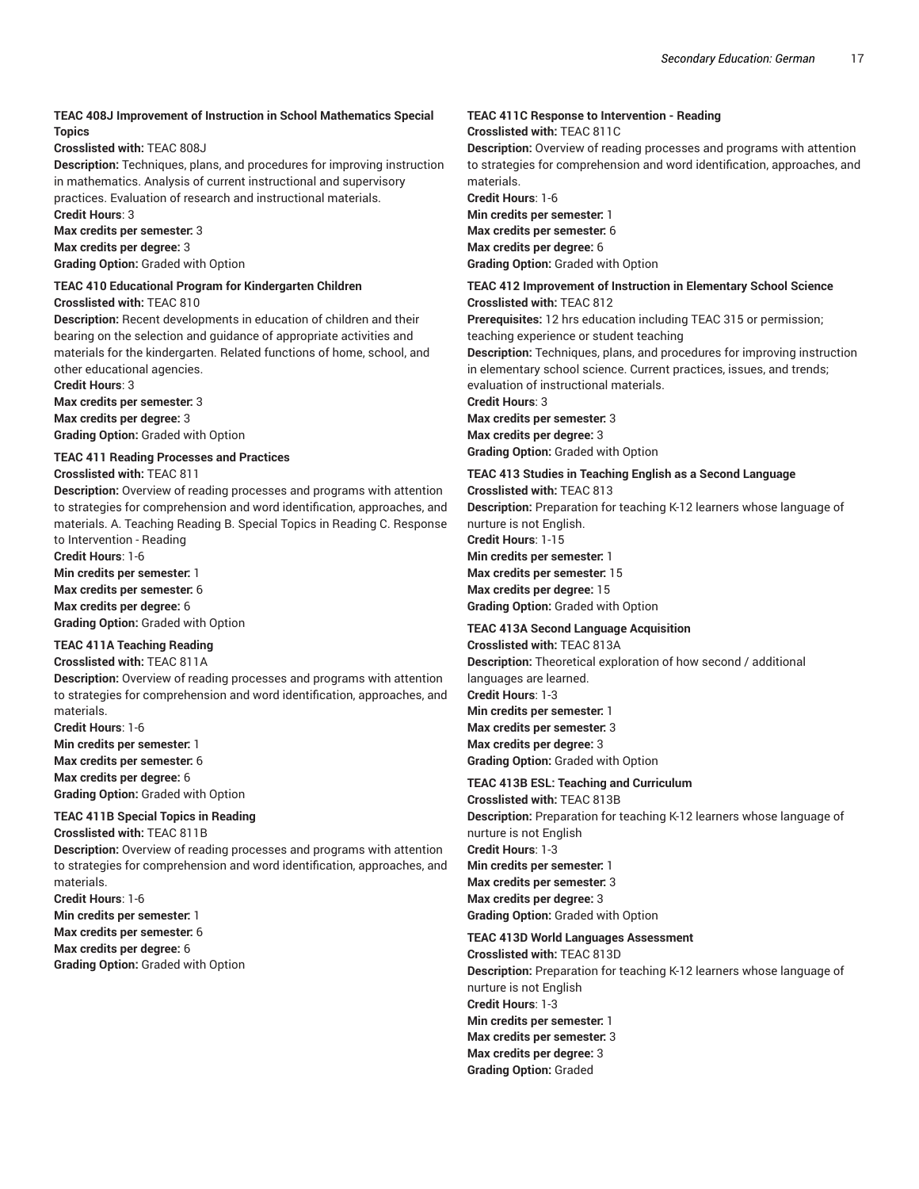#### TEAC 408J Improvement of Instruction in School Mathematics Special Topics

**Crosslisted with:** TEAC 808J
**Description:** Techniques, plans, and procedures for improving instruction in mathematics. Analysis of current instructional and supervisory practices. Evaluation of research and instructional materials.
**Credit Hours**: 3
**Max credits per semester:** 3
**Max credits per degree:** 3
**Grading Option:** Graded with Option

#### TEAC 410 Educational Program for Kindergarten Children

**Crosslisted with:** TEAC 810
**Description:** Recent developments in education of children and their bearing on the selection and guidance of appropriate activities and materials for the kindergarten. Related functions of home, school, and other educational agencies.
**Credit Hours**: 3
**Max credits per semester:** 3
**Max credits per degree:** 3
**Grading Option:** Graded with Option

#### TEAC 411 Reading Processes and Practices

**Crosslisted with:** TEAC 811
**Description:** Overview of reading processes and programs with attention to strategies for comprehension and word identification, approaches, and materials. A. Teaching Reading B. Special Topics in Reading C. Response to Intervention - Reading
**Credit Hours**: 1-6
**Min credits per semester:** 1
**Max credits per semester:** 6
**Max credits per degree:** 6
**Grading Option:** Graded with Option

#### TEAC 411A Teaching Reading

**Crosslisted with:** TEAC 811A
**Description:** Overview of reading processes and programs with attention to strategies for comprehension and word identification, approaches, and materials.
**Credit Hours**: 1-6
**Min credits per semester:** 1
**Max credits per semester:** 6
**Max credits per degree:** 6
**Grading Option:** Graded with Option

#### TEAC 411B Special Topics in Reading

**Crosslisted with:** TEAC 811B
**Description:** Overview of reading processes and programs with attention to strategies for comprehension and word identification, approaches, and materials.
**Credit Hours**: 1-6
**Min credits per semester:** 1
**Max credits per semester:** 6
**Max credits per degree:** 6
**Grading Option:** Graded with Option

#### TEAC 411C Response to Intervention - Reading

**Crosslisted with:** TEAC 811C
**Description:** Overview of reading processes and programs with attention to strategies for comprehension and word identification, approaches, and materials.
**Credit Hours**: 1-6
**Min credits per semester:** 1
**Max credits per semester:** 6
**Max credits per degree:** 6
**Grading Option:** Graded with Option

#### TEAC 412 Improvement of Instruction in Elementary School Science

**Crosslisted with:** TEAC 812
**Prerequisites:** 12 hrs education including TEAC 315 or permission; teaching experience or student teaching
**Description:** Techniques, plans, and procedures for improving instruction in elementary school science. Current practices, issues, and trends; evaluation of instructional materials.
**Credit Hours**: 3
**Max credits per semester:** 3
**Max credits per degree:** 3
**Grading Option:** Graded with Option

#### TEAC 413 Studies in Teaching English as a Second Language

**Crosslisted with:** TEAC 813
**Description:** Preparation for teaching K-12 learners whose language of nurture is not English.
**Credit Hours**: 1-15
**Min credits per semester:** 1
**Max credits per semester:** 15
**Max credits per degree:** 15
**Grading Option:** Graded with Option

#### TEAC 413A Second Language Acquisition

**Crosslisted with:** TEAC 813A
**Description:** Theoretical exploration of how second / additional languages are learned.
**Credit Hours**: 1-3
**Min credits per semester:** 1
**Max credits per semester:** 3
**Max credits per degree:** 3
**Grading Option:** Graded with Option

#### TEAC 413B ESL: Teaching and Curriculum

**Crosslisted with:** TEAC 813B
**Description:** Preparation for teaching K-12 learners whose language of nurture is not English
**Credit Hours**: 1-3
**Min credits per semester:** 1
**Max credits per semester:** 3
**Max credits per degree:** 3
**Grading Option:** Graded with Option

#### TEAC 413D World Languages Assessment

**Crosslisted with:** TEAC 813D
**Description:** Preparation for teaching K-12 learners whose language of nurture is not English
**Credit Hours**: 1-3
**Min credits per semester:** 1
**Max credits per semester:** 3
**Max credits per degree:** 3
**Grading Option:** Graded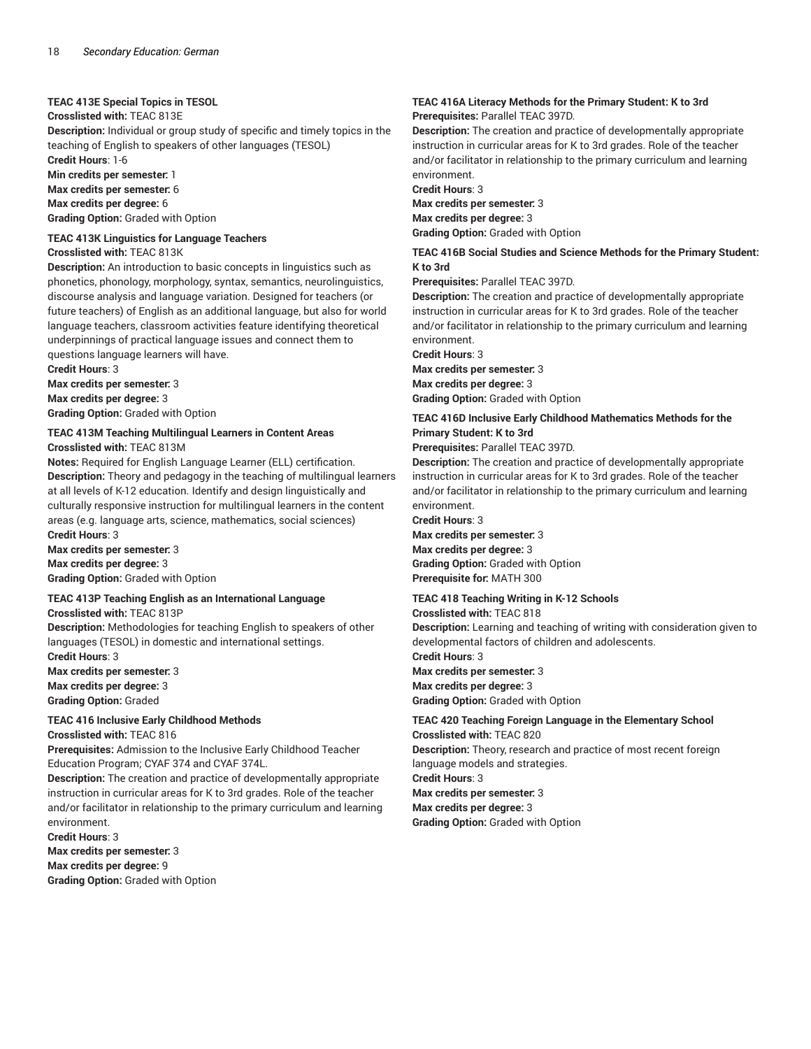**TEAC 413E Special Topics in TESOL**
**Crosslisted with:** TEAC 813E
**Description:** Individual or group study of specific and timely topics in the teaching of English to speakers of other languages (TESOL)
**Credit Hours**: 1-6
**Min credits per semester:** 1
**Max credits per semester:** 6
**Max credits per degree:** 6
**Grading Option:** Graded with Option

**TEAC 413K Linguistics for Language Teachers**
**Crosslisted with:** TEAC 813K
**Description:** An introduction to basic concepts in linguistics such as phonetics, phonology, morphology, syntax, semantics, neurolinguistics, discourse analysis and language variation. Designed for teachers (or future teachers) of English as an additional language, but also for world language teachers, classroom activities feature identifying theoretical underpinnings of practical language issues and connect them to questions language learners will have.
**Credit Hours**: 3
**Max credits per semester:** 3
**Max credits per degree:** 3
**Grading Option:** Graded with Option

**TEAC 413M Teaching Multilingual Learners in Content Areas**
**Crosslisted with:** TEAC 813M
**Notes:** Required for English Language Learner (ELL) certification.
**Description:** Theory and pedagogy in the teaching of multilingual learners at all levels of K-12 education. Identify and design linguistically and culturally responsive instruction for multilingual learners in the content areas (e.g. language arts, science, mathematics, social sciences)
**Credit Hours**: 3
**Max credits per semester:** 3
**Max credits per degree:** 3
**Grading Option:** Graded with Option

**TEAC 413P Teaching English as an International Language**
**Crosslisted with:** TEAC 813P
**Description:** Methodologies for teaching English to speakers of other languages (TESOL) in domestic and international settings.
**Credit Hours**: 3
**Max credits per semester:** 3
**Max credits per degree:** 3
**Grading Option:** Graded

**TEAC 416 Inclusive Early Childhood Methods**
**Crosslisted with:** TEAC 816
**Prerequisites:** Admission to the Inclusive Early Childhood Teacher Education Program; CYAF 374 and CYAF 374L.
**Description:** The creation and practice of developmentally appropriate instruction in curricular areas for K to 3rd grades. Role of the teacher and/or facilitator in relationship to the primary curriculum and learning environment.
**Credit Hours**: 3
**Max credits per semester:** 3
**Max credits per degree:** 9
**Grading Option:** Graded with Option

**TEAC 416A Literacy Methods for the Primary Student: K to 3rd**
**Prerequisites:** Parallel TEAC 397D.
**Description:** The creation and practice of developmentally appropriate instruction in curricular areas for K to 3rd grades. Role of the teacher and/or facilitator in relationship to the primary curriculum and learning environment.
**Credit Hours**: 3
**Max credits per semester:** 3
**Max credits per degree:** 3
**Grading Option:** Graded with Option

**TEAC 416B Social Studies and Science Methods for the Primary Student: K to 3rd**
**Prerequisites:** Parallel TEAC 397D.
**Description:** The creation and practice of developmentally appropriate instruction in curricular areas for K to 3rd grades. Role of the teacher and/or facilitator in relationship to the primary curriculum and learning environment.
**Credit Hours**: 3
**Max credits per semester:** 3
**Max credits per degree:** 3
**Grading Option:** Graded with Option

**TEAC 416D Inclusive Early Childhood Mathematics Methods for the Primary Student: K to 3rd**
**Prerequisites:** Parallel TEAC 397D.
**Description:** The creation and practice of developmentally appropriate instruction in curricular areas for K to 3rd grades. Role of the teacher and/or facilitator in relationship to the primary curriculum and learning environment.
**Credit Hours**: 3
**Max credits per semester:** 3
**Max credits per degree:** 3
**Grading Option:** Graded with Option
**Prerequisite for:** MATH 300

**TEAC 418 Teaching Writing in K-12 Schools**
**Crosslisted with:** TEAC 818
**Description:** Learning and teaching of writing with consideration given to developmental factors of children and adolescents.
**Credit Hours**: 3
**Max credits per semester:** 3
**Max credits per degree:** 3
**Grading Option:** Graded with Option

**TEAC 420 Teaching Foreign Language in the Elementary School**
**Crosslisted with:** TEAC 820
**Description:** Theory, research and practice of most recent foreign language models and strategies.
**Credit Hours**: 3
**Max credits per semester:** 3
**Max credits per degree:** 3
**Grading Option:** Graded with Option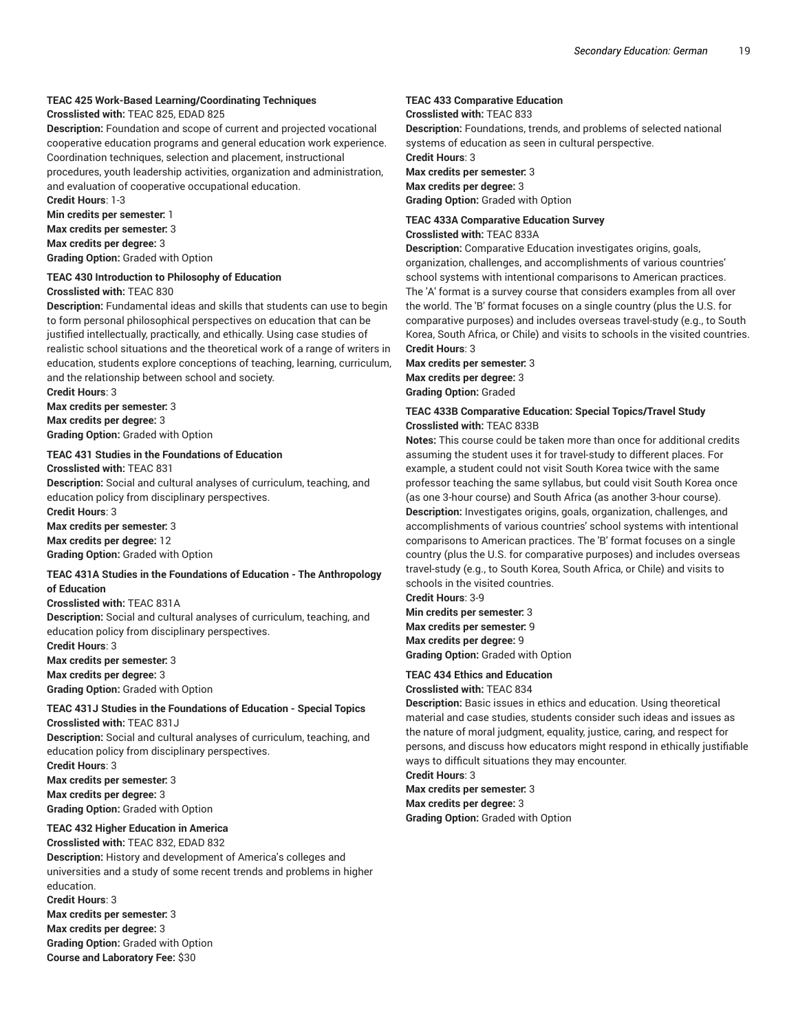**TEAC 425 Work-Based Learning/Coordinating Techniques**
**Crosslisted with:** TEAC 825, EDAD 825
**Description:** Foundation and scope of current and projected vocational cooperative education programs and general education work experience. Coordination techniques, selection and placement, instructional procedures, youth leadership activities, organization and administration, and evaluation of cooperative occupational education.
**Credit Hours**: 1-3
**Min credits per semester:** 1
**Max credits per semester:** 3
**Max credits per degree:** 3
**Grading Option:** Graded with Option

**TEAC 430 Introduction to Philosophy of Education**
**Crosslisted with:** TEAC 830
**Description:** Fundamental ideas and skills that students can use to begin to form personal philosophical perspectives on education that can be justified intellectually, practically, and ethically. Using case studies of realistic school situations and the theoretical work of a range of writers in education, students explore conceptions of teaching, learning, curriculum, and the relationship between school and society.
**Credit Hours**: 3
**Max credits per semester:** 3
**Max credits per degree:** 3
**Grading Option:** Graded with Option

**TEAC 431 Studies in the Foundations of Education**
**Crosslisted with:** TEAC 831
**Description:** Social and cultural analyses of curriculum, teaching, and education policy from disciplinary perspectives.
**Credit Hours**: 3
**Max credits per semester:** 3
**Max credits per degree:** 12
**Grading Option:** Graded with Option

**TEAC 431A Studies in the Foundations of Education - The Anthropology of Education**
**Crosslisted with:** TEAC 831A
**Description:** Social and cultural analyses of curriculum, teaching, and education policy from disciplinary perspectives.
**Credit Hours**: 3
**Max credits per semester:** 3
**Max credits per degree:** 3
**Grading Option:** Graded with Option

**TEAC 431J Studies in the Foundations of Education - Special Topics**
**Crosslisted with:** TEAC 831J
**Description:** Social and cultural analyses of curriculum, teaching, and education policy from disciplinary perspectives.
**Credit Hours**: 3
**Max credits per semester:** 3
**Max credits per degree:** 3
**Grading Option:** Graded with Option

**TEAC 432 Higher Education in America**
**Crosslisted with:** TEAC 832, EDAD 832
**Description:** History and development of America's colleges and universities and a study of some recent trends and problems in higher education.
**Credit Hours**: 3
**Max credits per semester:** 3
**Max credits per degree:** 3
**Grading Option:** Graded with Option
**Course and Laboratory Fee:** $30

**TEAC 433 Comparative Education**
**Crosslisted with:** TEAC 833
**Description:** Foundations, trends, and problems of selected national systems of education as seen in cultural perspective.
**Credit Hours**: 3
**Max credits per semester:** 3
**Max credits per degree:** 3
**Grading Option:** Graded with Option

**TEAC 433A Comparative Education Survey**
**Crosslisted with:** TEAC 833A
**Description:** Comparative Education investigates origins, goals, organization, challenges, and accomplishments of various countries' school systems with intentional comparisons to American practices. The 'A' format is a survey course that considers examples from all over the world. The 'B' format focuses on a single country (plus the U.S. for comparative purposes) and includes overseas travel-study (e.g., to South Korea, South Africa, or Chile) and visits to schools in the visited countries.
**Credit Hours**: 3
**Max credits per semester:** 3
**Max credits per degree:** 3
**Grading Option:** Graded

**TEAC 433B Comparative Education: Special Topics/Travel Study**
**Crosslisted with:** TEAC 833B
**Notes:** This course could be taken more than once for additional credits assuming the student uses it for travel-study to different places. For example, a student could not visit South Korea twice with the same professor teaching the same syllabus, but could visit South Korea once (as one 3-hour course) and South Africa (as another 3-hour course).
**Description:** Investigates origins, goals, organization, challenges, and accomplishments of various countries' school systems with intentional comparisons to American practices. The 'B' format focuses on a single country (plus the U.S. for comparative purposes) and includes overseas travel-study (e.g., to South Korea, South Africa, or Chile) and visits to schools in the visited countries.
**Credit Hours**: 3-9
**Min credits per semester:** 3
**Max credits per semester:** 9
**Max credits per degree:** 9
**Grading Option:** Graded with Option

**TEAC 434 Ethics and Education**
**Crosslisted with:** TEAC 834
**Description:** Basic issues in ethics and education. Using theoretical material and case studies, students consider such ideas and issues as the nature of moral judgment, equality, justice, caring, and respect for persons, and discuss how educators might respond in ethically justifiable ways to difficult situations they may encounter.
**Credit Hours**: 3
**Max credits per semester:** 3
**Max credits per degree:** 3
**Grading Option:** Graded with Option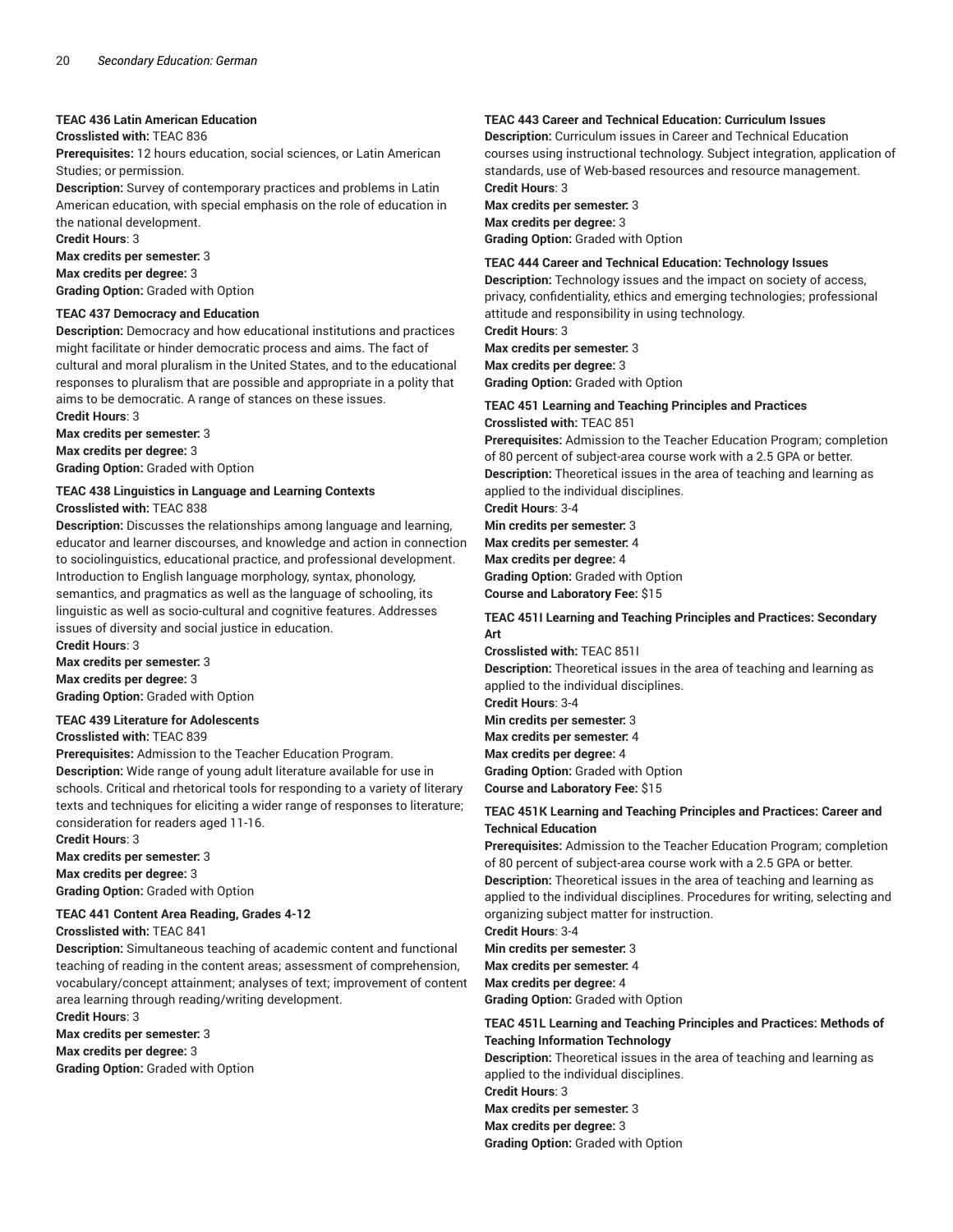**TEAC 436 Latin American Education**
**Crosslisted with:** TEAC 836
**Prerequisites:** 12 hours education, social sciences, or Latin American Studies; or permission.
**Description:** Survey of contemporary practices and problems in Latin American education, with special emphasis on the role of education in the national development.
**Credit Hours**: 3
**Max credits per semester:** 3
**Max credits per degree:** 3
**Grading Option:** Graded with Option

**TEAC 437 Democracy and Education**
**Description:** Democracy and how educational institutions and practices might facilitate or hinder democratic process and aims. The fact of cultural and moral pluralism in the United States, and to the educational responses to pluralism that are possible and appropriate in a polity that aims to be democratic. A range of stances on these issues.
**Credit Hours**: 3
**Max credits per semester:** 3
**Max credits per degree:** 3
**Grading Option:** Graded with Option

**TEAC 438 Linguistics in Language and Learning Contexts**
**Crosslisted with:** TEAC 838
**Description:** Discusses the relationships among language and learning, educator and learner discourses, and knowledge and action in connection to sociolinguistics, educational practice, and professional development. Introduction to English language morphology, syntax, phonology, semantics, and pragmatics as well as the language of schooling, its linguistic as well as socio-cultural and cognitive features. Addresses issues of diversity and social justice in education.
**Credit Hours**: 3
**Max credits per semester:** 3
**Max credits per degree:** 3
**Grading Option:** Graded with Option

**TEAC 439 Literature for Adolescents**
**Crosslisted with:** TEAC 839
**Prerequisites:** Admission to the Teacher Education Program.
**Description:** Wide range of young adult literature available for use in schools. Critical and rhetorical tools for responding to a variety of literary texts and techniques for eliciting a wider range of responses to literature; consideration for readers aged 11-16.
**Credit Hours**: 3
**Max credits per semester:** 3
**Max credits per degree:** 3
**Grading Option:** Graded with Option

**TEAC 441 Content Area Reading, Grades 4-12**
**Crosslisted with:** TEAC 841
**Description:** Simultaneous teaching of academic content and functional teaching of reading in the content areas; assessment of comprehension, vocabulary/concept attainment; analyses of text; improvement of content area learning through reading/writing development.
**Credit Hours**: 3
**Max credits per semester:** 3
**Max credits per degree:** 3
**Grading Option:** Graded with Option

**TEAC 443 Career and Technical Education: Curriculum Issues**
**Description:** Curriculum issues in Career and Technical Education courses using instructional technology. Subject integration, application of standards, use of Web-based resources and resource management.
**Credit Hours**: 3
**Max credits per semester:** 3
**Max credits per degree:** 3
**Grading Option:** Graded with Option

**TEAC 444 Career and Technical Education: Technology Issues**
**Description:** Technology issues and the impact on society of access, privacy, confidentiality, ethics and emerging technologies; professional attitude and responsibility in using technology.
**Credit Hours**: 3
**Max credits per semester:** 3
**Max credits per degree:** 3
**Grading Option:** Graded with Option

**TEAC 451 Learning and Teaching Principles and Practices**
**Crosslisted with:** TEAC 851
**Prerequisites:** Admission to the Teacher Education Program; completion of 80 percent of subject-area course work with a 2.5 GPA or better.
**Description:** Theoretical issues in the area of teaching and learning as applied to the individual disciplines.
**Credit Hours**: 3-4
**Min credits per semester:** 3
**Max credits per semester:** 4
**Max credits per degree:** 4
**Grading Option:** Graded with Option
**Course and Laboratory Fee:** $15

**TEAC 451I Learning and Teaching Principles and Practices: Secondary Art**
**Crosslisted with:** TEAC 851I
**Description:** Theoretical issues in the area of teaching and learning as applied to the individual disciplines.
**Credit Hours**: 3-4
**Min credits per semester:** 3
**Max credits per semester:** 4
**Max credits per degree:** 4
**Grading Option:** Graded with Option
**Course and Laboratory Fee:** $15

**TEAC 451K Learning and Teaching Principles and Practices: Career and Technical Education**
**Prerequisites:** Admission to the Teacher Education Program; completion of 80 percent of subject-area course work with a 2.5 GPA or better.
**Description:** Theoretical issues in the area of teaching and learning as applied to the individual disciplines. Procedures for writing, selecting and organizing subject matter for instruction.
**Credit Hours**: 3-4
**Min credits per semester:** 3
**Max credits per semester:** 4
**Max credits per degree:** 4
**Grading Option:** Graded with Option

**TEAC 451L Learning and Teaching Principles and Practices: Methods of Teaching Information Technology**
**Description:** Theoretical issues in the area of teaching and learning as applied to the individual disciplines.
**Credit Hours**: 3
**Max credits per semester:** 3
**Max credits per degree:** 3
**Grading Option:** Graded with Option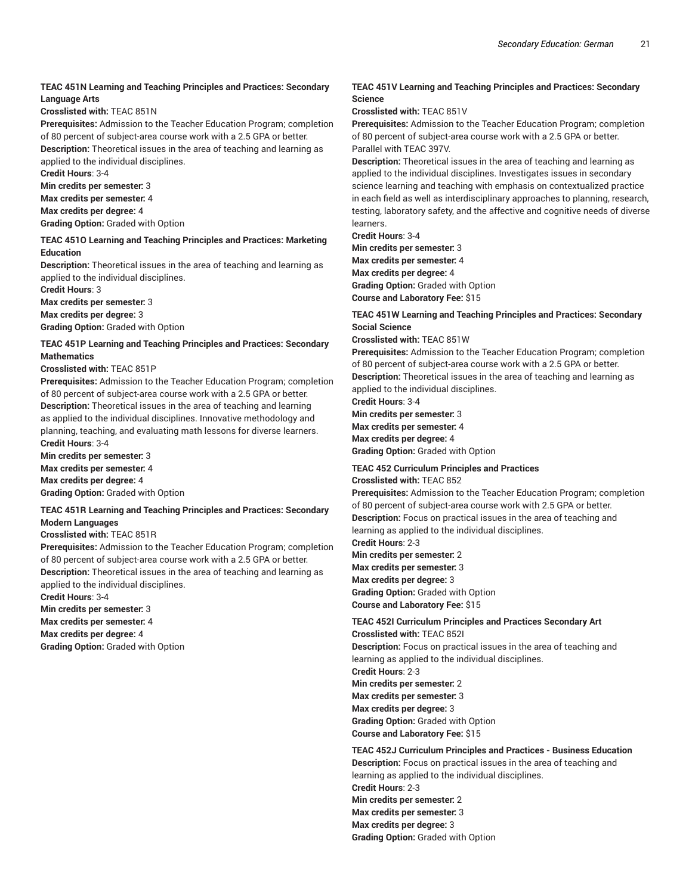**TEAC 451N Learning and Teaching Principles and Practices: Secondary Language Arts**
**Crosslisted with:** TEAC 851N
**Prerequisites:** Admission to the Teacher Education Program; completion of 80 percent of subject-area course work with a 2.5 GPA or better.
**Description:** Theoretical issues in the area of teaching and learning as applied to the individual disciplines.
**Credit Hours**: 3-4
**Min credits per semester:** 3
**Max credits per semester:** 4
**Max credits per degree:** 4
**Grading Option:** Graded with Option

**TEAC 451O Learning and Teaching Principles and Practices: Marketing Education**
**Description:** Theoretical issues in the area of teaching and learning as applied to the individual disciplines.
**Credit Hours**: 3
**Max credits per semester:** 3
**Max credits per degree:** 3
**Grading Option:** Graded with Option

**TEAC 451P Learning and Teaching Principles and Practices: Secondary Mathematics**
**Crosslisted with:** TEAC 851P
**Prerequisites:** Admission to the Teacher Education Program; completion of 80 percent of subject-area course work with a 2.5 GPA or better.
**Description:** Theoretical issues in the area of teaching and learning as applied to the individual disciplines. Innovative methodology and planning, teaching, and evaluating math lessons for diverse learners.
**Credit Hours**: 3-4
**Min credits per semester:** 3
**Max credits per semester:** 4
**Max credits per degree:** 4
**Grading Option:** Graded with Option

**TEAC 451R Learning and Teaching Principles and Practices: Secondary Modern Languages**
**Crosslisted with:** TEAC 851R
**Prerequisites:** Admission to the Teacher Education Program; completion of 80 percent of subject-area course work with a 2.5 GPA or better.
**Description:** Theoretical issues in the area of teaching and learning as applied to the individual disciplines.
**Credit Hours**: 3-4
**Min credits per semester:** 3
**Max credits per semester:** 4
**Max credits per degree:** 4
**Grading Option:** Graded with Option

**TEAC 451V Learning and Teaching Principles and Practices: Secondary Science**
**Crosslisted with:** TEAC 851V
**Prerequisites:** Admission to the Teacher Education Program; completion of 80 percent of subject-area course work with a 2.5 GPA or better. Parallel with TEAC 397V.
**Description:** Theoretical issues in the area of teaching and learning as applied to the individual disciplines. Investigates issues in secondary science learning and teaching with emphasis on contextualized practice in each field as well as interdisciplinary approaches to planning, research, testing, laboratory safety, and the affective and cognitive needs of diverse learners.
**Credit Hours**: 3-4
**Min credits per semester:** 3
**Max credits per semester:** 4
**Max credits per degree:** 4
**Grading Option:** Graded with Option
**Course and Laboratory Fee:** $15

**TEAC 451W Learning and Teaching Principles and Practices: Secondary Social Science**
**Crosslisted with:** TEAC 851W
**Prerequisites:** Admission to the Teacher Education Program; completion of 80 percent of subject-area course work with a 2.5 GPA or better.
**Description:** Theoretical issues in the area of teaching and learning as applied to the individual disciplines.
**Credit Hours**: 3-4
**Min credits per semester:** 3
**Max credits per semester:** 4
**Max credits per degree:** 4
**Grading Option:** Graded with Option

**TEAC 452 Curriculum Principles and Practices**
**Crosslisted with:** TEAC 852
**Prerequisites:** Admission to the Teacher Education Program; completion of 80 percent of subject-area course work with 2.5 GPA or better.
**Description:** Focus on practical issues in the area of teaching and learning as applied to the individual disciplines.
**Credit Hours**: 2-3
**Min credits per semester:** 2
**Max credits per semester:** 3
**Max credits per degree:** 3
**Grading Option:** Graded with Option
**Course and Laboratory Fee:** $15

**TEAC 452I Curriculum Principles and Practices Secondary Art**
**Crosslisted with:** TEAC 852I
**Description:** Focus on practical issues in the area of teaching and learning as applied to the individual disciplines.
**Credit Hours**: 2-3
**Min credits per semester:** 2
**Max credits per semester:** 3
**Max credits per degree:** 3
**Grading Option:** Graded with Option
**Course and Laboratory Fee:** $15

**TEAC 452J Curriculum Principles and Practices - Business Education**
**Description:** Focus on practical issues in the area of teaching and learning as applied to the individual disciplines.
**Credit Hours**: 2-3
**Min credits per semester:** 2
**Max credits per semester:** 3
**Max credits per degree:** 3
**Grading Option:** Graded with Option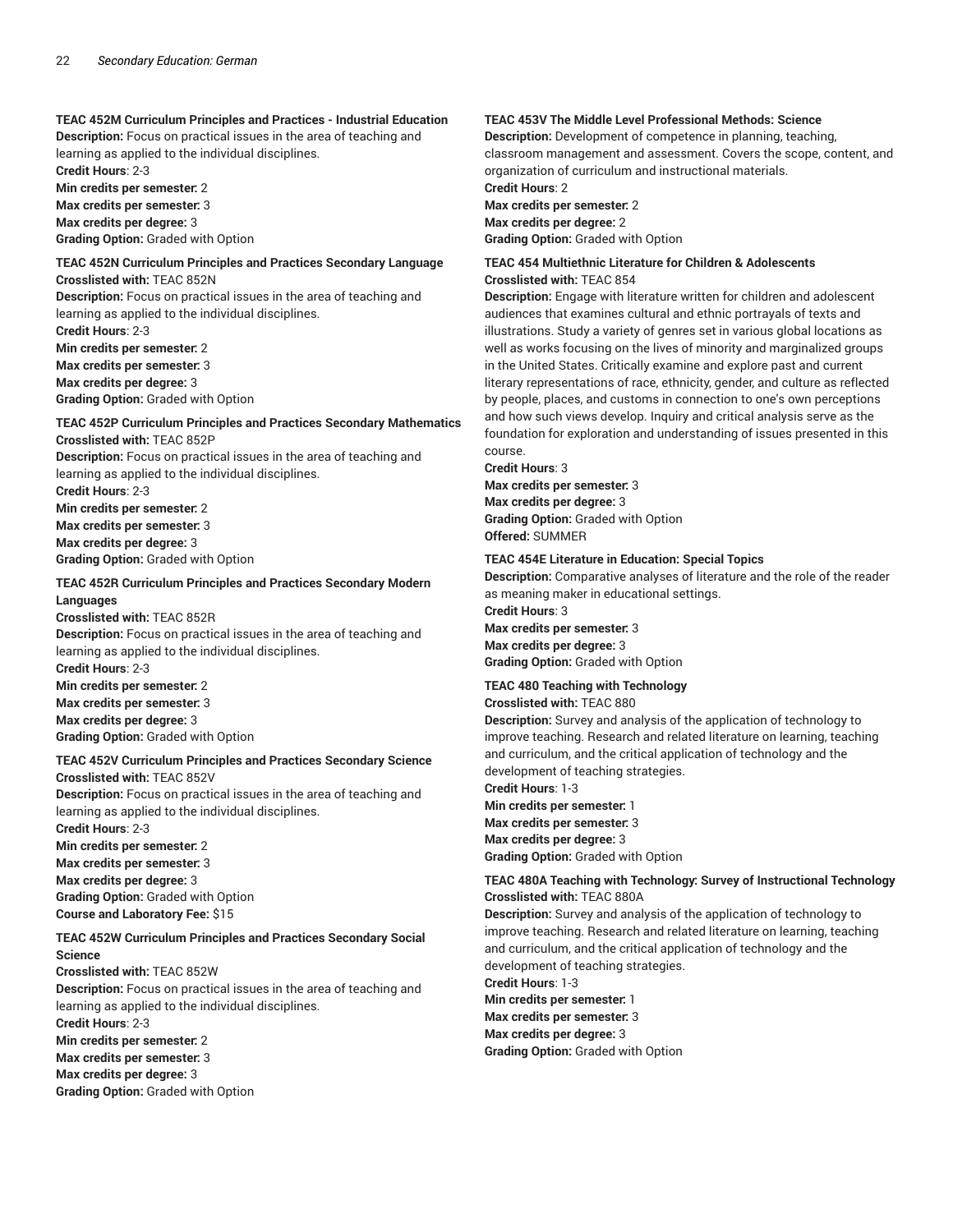**TEAC 452M Curriculum Principles and Practices - Industrial Education**
**Description:** Focus on practical issues in the area of teaching and learning as applied to the individual disciplines.
**Credit Hours**: 2-3
**Min credits per semester:** 2
**Max credits per semester:** 3
**Max credits per degree:** 3
**Grading Option:** Graded with Option

**TEAC 452N Curriculum Principles and Practices Secondary Language**
**Crosslisted with:** TEAC 852N
**Description:** Focus on practical issues in the area of teaching and learning as applied to the individual disciplines.
**Credit Hours**: 2-3
**Min credits per semester:** 2
**Max credits per semester:** 3
**Max credits per degree:** 3
**Grading Option:** Graded with Option

**TEAC 452P Curriculum Principles and Practices Secondary Mathematics**
**Crosslisted with:** TEAC 852P
**Description:** Focus on practical issues in the area of teaching and learning as applied to the individual disciplines.
**Credit Hours**: 2-3
**Min credits per semester:** 2
**Max credits per semester:** 3
**Max credits per degree:** 3
**Grading Option:** Graded with Option

**TEAC 452R Curriculum Principles and Practices Secondary Modern Languages**
**Crosslisted with:** TEAC 852R
**Description:** Focus on practical issues in the area of teaching and learning as applied to the individual disciplines.
**Credit Hours**: 2-3
**Min credits per semester:** 2
**Max credits per semester:** 3
**Max credits per degree:** 3
**Grading Option:** Graded with Option

**TEAC 452V Curriculum Principles and Practices Secondary Science**
**Crosslisted with:** TEAC 852V
**Description:** Focus on practical issues in the area of teaching and learning as applied to the individual disciplines.
**Credit Hours**: 2-3
**Min credits per semester:** 2
**Max credits per semester:** 3
**Max credits per degree:** 3
**Grading Option:** Graded with Option
**Course and Laboratory Fee:** $15

**TEAC 452W Curriculum Principles and Practices Secondary Social Science**
**Crosslisted with:** TEAC 852W
**Description:** Focus on practical issues in the area of teaching and learning as applied to the individual disciplines.
**Credit Hours**: 2-3
**Min credits per semester:** 2
**Max credits per semester:** 3
**Max credits per degree:** 3
**Grading Option:** Graded with Option

**TEAC 453V The Middle Level Professional Methods: Science**
**Description:** Development of competence in planning, teaching, classroom management and assessment. Covers the scope, content, and organization of curriculum and instructional materials.
**Credit Hours**: 2
**Max credits per semester:** 2
**Max credits per degree:** 2
**Grading Option:** Graded with Option

**TEAC 454 Multiethnic Literature for Children & Adolescents**
**Crosslisted with:** TEAC 854
**Description:** Engage with literature written for children and adolescent audiences that examines cultural and ethnic portrayals of texts and illustrations. Study a variety of genres set in various global locations as well as works focusing on the lives of minority and marginalized groups in the United States. Critically examine and explore past and current literary representations of race, ethnicity, gender, and culture as reflected by people, places, and customs in connection to one's own perceptions and how such views develop. Inquiry and critical analysis serve as the foundation for exploration and understanding of issues presented in this course.
**Credit Hours**: 3
**Max credits per semester:** 3
**Max credits per degree:** 3
**Grading Option:** Graded with Option
**Offered:** SUMMER

**TEAC 454E Literature in Education: Special Topics**
**Description:** Comparative analyses of literature and the role of the reader as meaning maker in educational settings.
**Credit Hours**: 3
**Max credits per semester:** 3
**Max credits per degree:** 3
**Grading Option:** Graded with Option

**TEAC 480 Teaching with Technology**
**Crosslisted with:** TEAC 880
**Description:** Survey and analysis of the application of technology to improve teaching. Research and related literature on learning, teaching and curriculum, and the critical application of technology and the development of teaching strategies.
**Credit Hours**: 1-3
**Min credits per semester:** 1
**Max credits per semester:** 3
**Max credits per degree:** 3
**Grading Option:** Graded with Option

**TEAC 480A Teaching with Technology: Survey of Instructional Technology**
**Crosslisted with:** TEAC 880A
**Description:** Survey and analysis of the application of technology to improve teaching. Research and related literature on learning, teaching and curriculum, and the critical application of technology and the development of teaching strategies.
**Credit Hours**: 1-3
**Min credits per semester:** 1
**Max credits per semester:** 3
**Max credits per degree:** 3
**Grading Option:** Graded with Option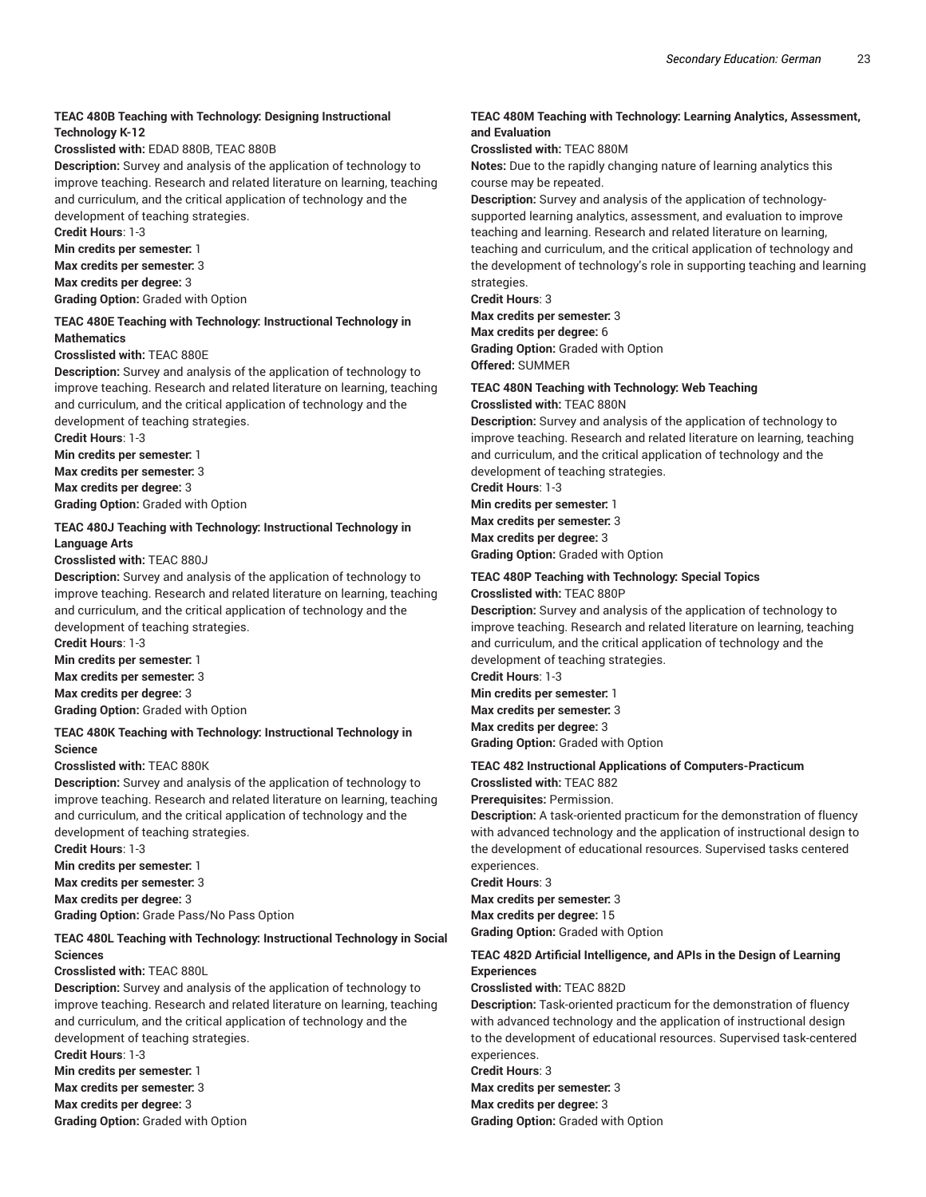**TEAC 480B Teaching with Technology: Designing Instructional Technology K-12**

**Crosslisted with:** EDAD 880B, TEAC 880B

**Description:** Survey and analysis of the application of technology to improve teaching. Research and related literature on learning, teaching and curriculum, and the critical application of technology and the development of teaching strategies.

**Credit Hours**: 1-3

**Min credits per semester:** 1

**Max credits per semester:** 3

**Max credits per degree:** 3

**Grading Option:** Graded with Option

**TEAC 480E Teaching with Technology: Instructional Technology in Mathematics**

**Crosslisted with:** TEAC 880E

**Description:** Survey and analysis of the application of technology to improve teaching. Research and related literature on learning, teaching and curriculum, and the critical application of technology and the development of teaching strategies.

**Credit Hours**: 1-3

**Min credits per semester:** 1

**Max credits per semester:** 3

**Max credits per degree:** 3

**Grading Option:** Graded with Option

**TEAC 480J Teaching with Technology: Instructional Technology in Language Arts**

**Crosslisted with:** TEAC 880J

**Description:** Survey and analysis of the application of technology to improve teaching. Research and related literature on learning, teaching and curriculum, and the critical application of technology and the development of teaching strategies.

**Credit Hours**: 1-3

**Min credits per semester:** 1

**Max credits per semester:** 3

**Max credits per degree:** 3

**Grading Option:** Graded with Option

**TEAC 480K Teaching with Technology: Instructional Technology in Science**

**Crosslisted with:** TEAC 880K

**Description:** Survey and analysis of the application of technology to improve teaching. Research and related literature on learning, teaching and curriculum, and the critical application of technology and the development of teaching strategies.

**Credit Hours**: 1-3

**Min credits per semester:** 1

**Max credits per semester:** 3

**Max credits per degree:** 3

**Grading Option:** Grade Pass/No Pass Option

**TEAC 480L Teaching with Technology: Instructional Technology in Social Sciences**

**Crosslisted with:** TEAC 880L

**Description:** Survey and analysis of the application of technology to improve teaching. Research and related literature on learning, teaching and curriculum, and the critical application of technology and the development of teaching strategies.

**Credit Hours**: 1-3

**Min credits per semester:** 1

**Max credits per semester:** 3

**Max credits per degree:** 3

**Grading Option:** Graded with Option

**TEAC 480M Teaching with Technology: Learning Analytics, Assessment, and Evaluation**

**Crosslisted with:** TEAC 880M

**Notes:** Due to the rapidly changing nature of learning analytics this course may be repeated.

**Description:** Survey and analysis of the application of technology-supported learning analytics, assessment, and evaluation to improve teaching and learning. Research and related literature on learning, teaching and curriculum, and the critical application of technology and the development of technology's role in supporting teaching and learning strategies.

**Credit Hours**: 3

**Max credits per semester:** 3

**Max credits per degree:** 6

**Grading Option:** Graded with Option

**Offered:** SUMMER

**TEAC 480N Teaching with Technology: Web Teaching**

**Crosslisted with:** TEAC 880N

**Description:** Survey and analysis of the application of technology to improve teaching. Research and related literature on learning, teaching and curriculum, and the critical application of technology and the development of teaching strategies.

**Credit Hours**: 1-3

**Min credits per semester:** 1

**Max credits per semester:** 3

**Max credits per degree:** 3

**Grading Option:** Graded with Option

**TEAC 480P Teaching with Technology: Special Topics**

**Crosslisted with:** TEAC 880P

**Description:** Survey and analysis of the application of technology to improve teaching. Research and related literature on learning, teaching and curriculum, and the critical application of technology and the development of teaching strategies.

**Credit Hours**: 1-3

**Min credits per semester:** 1

**Max credits per semester:** 3

**Max credits per degree:** 3

**Grading Option:** Graded with Option

**TEAC 482 Instructional Applications of Computers-Practicum**

**Crosslisted with:** TEAC 882

**Prerequisites:** Permission.

**Description:** A task-oriented practicum for the demonstration of fluency with advanced technology and the application of instructional design to the development of educational resources. Supervised tasks centered experiences.

**Credit Hours**: 3

**Max credits per semester:** 3

**Max credits per degree:** 15

**Grading Option:** Graded with Option

**TEAC 482D Artificial Intelligence, and APIs in the Design of Learning Experiences**

**Crosslisted with:** TEAC 882D

**Description:** Task-oriented practicum for the demonstration of fluency with advanced technology and the application of instructional design to the development of educational resources. Supervised task-centered experiences.

**Credit Hours**: 3

**Max credits per semester:** 3

**Max credits per degree:** 3

**Grading Option:** Graded with Option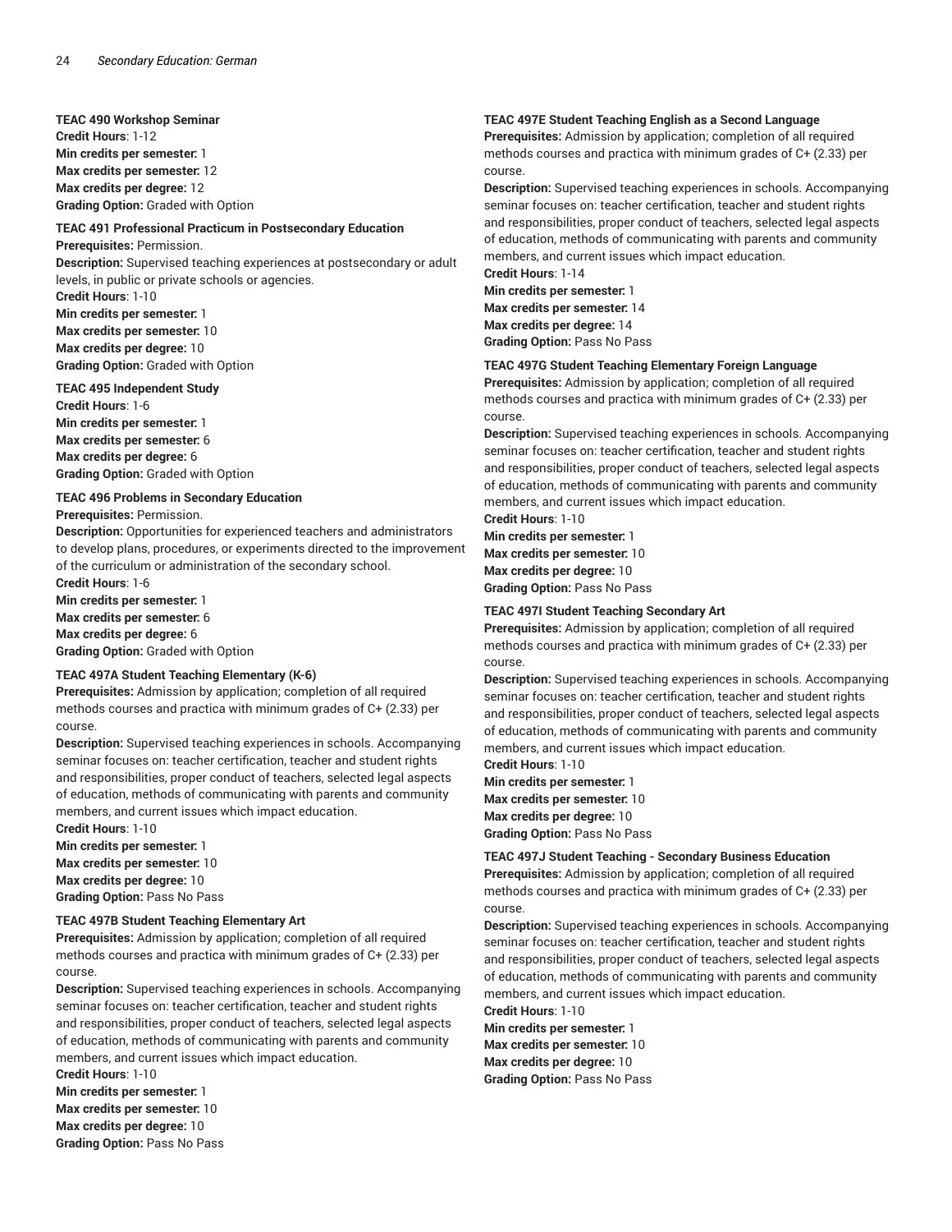**TEAC 490 Workshop Seminar**
**Credit Hours**: 1-12
**Min credits per semester:** 1
**Max credits per semester:** 12
**Max credits per degree:** 12
**Grading Option:** Graded with Option

**TEAC 491 Professional Practicum in Postsecondary Education**
**Prerequisites:** Permission.
**Description:** Supervised teaching experiences at postsecondary or adult levels, in public or private schools or agencies.
**Credit Hours**: 1-10
**Min credits per semester:** 1
**Max credits per semester:** 10
**Max credits per degree:** 10
**Grading Option:** Graded with Option

**TEAC 495 Independent Study**
**Credit Hours**: 1-6
**Min credits per semester:** 1
**Max credits per semester:** 6
**Max credits per degree:** 6
**Grading Option:** Graded with Option

**TEAC 496 Problems in Secondary Education**
**Prerequisites:** Permission.
**Description:** Opportunities for experienced teachers and administrators to develop plans, procedures, or experiments directed to the improvement of the curriculum or administration of the secondary school.
**Credit Hours**: 1-6
**Min credits per semester:** 1
**Max credits per semester:** 6
**Max credits per degree:** 6
**Grading Option:** Graded with Option

**TEAC 497A Student Teaching Elementary (K-6)**
**Prerequisites:** Admission by application; completion of all required methods courses and practica with minimum grades of C+ (2.33) per course.
**Description:** Supervised teaching experiences in schools. Accompanying seminar focuses on: teacher certification, teacher and student rights and responsibilities, proper conduct of teachers, selected legal aspects of education, methods of communicating with parents and community members, and current issues which impact education.
**Credit Hours**: 1-10
**Min credits per semester:** 1
**Max credits per semester:** 10
**Max credits per degree:** 10
**Grading Option:** Pass No Pass

**TEAC 497B Student Teaching Elementary Art**
**Prerequisites:** Admission by application; completion of all required methods courses and practica with minimum grades of C+ (2.33) per course.
**Description:** Supervised teaching experiences in schools. Accompanying seminar focuses on: teacher certification, teacher and student rights and responsibilities, proper conduct of teachers, selected legal aspects of education, methods of communicating with parents and community members, and current issues which impact education.
**Credit Hours**: 1-10
**Min credits per semester:** 1
**Max credits per semester:** 10
**Max credits per degree:** 10
**Grading Option:** Pass No Pass

**TEAC 497E Student Teaching English as a Second Language**
**Prerequisites:** Admission by application; completion of all required methods courses and practica with minimum grades of C+ (2.33) per course.
**Description:** Supervised teaching experiences in schools. Accompanying seminar focuses on: teacher certification, teacher and student rights and responsibilities, proper conduct of teachers, selected legal aspects of education, methods of communicating with parents and community members, and current issues which impact education.
**Credit Hours**: 1-14
**Min credits per semester:** 1
**Max credits per semester:** 14
**Max credits per degree:** 14
**Grading Option:** Pass No Pass

**TEAC 497G Student Teaching Elementary Foreign Language**
**Prerequisites:** Admission by application; completion of all required methods courses and practica with minimum grades of C+ (2.33) per course.
**Description:** Supervised teaching experiences in schools. Accompanying seminar focuses on: teacher certification, teacher and student rights and responsibilities, proper conduct of teachers, selected legal aspects of education, methods of communicating with parents and community members, and current issues which impact education.
**Credit Hours**: 1-10
**Min credits per semester:** 1
**Max credits per semester:** 10
**Max credits per degree:** 10
**Grading Option:** Pass No Pass

**TEAC 497I Student Teaching Secondary Art**
**Prerequisites:** Admission by application; completion of all required methods courses and practica with minimum grades of C+ (2.33) per course.
**Description:** Supervised teaching experiences in schools. Accompanying seminar focuses on: teacher certification, teacher and student rights and responsibilities, proper conduct of teachers, selected legal aspects of education, methods of communicating with parents and community members, and current issues which impact education.
**Credit Hours**: 1-10
**Min credits per semester:** 1
**Max credits per semester:** 10
**Max credits per degree:** 10
**Grading Option:** Pass No Pass

**TEAC 497J Student Teaching - Secondary Business Education**
**Prerequisites:** Admission by application; completion of all required methods courses and practica with minimum grades of C+ (2.33) per course.
**Description:** Supervised teaching experiences in schools. Accompanying seminar focuses on: teacher certification, teacher and student rights and responsibilities, proper conduct of teachers, selected legal aspects of education, methods of communicating with parents and community members, and current issues which impact education.
**Credit Hours**: 1-10
**Min credits per semester:** 1
**Max credits per semester:** 10
**Max credits per degree:** 10
**Grading Option:** Pass No Pass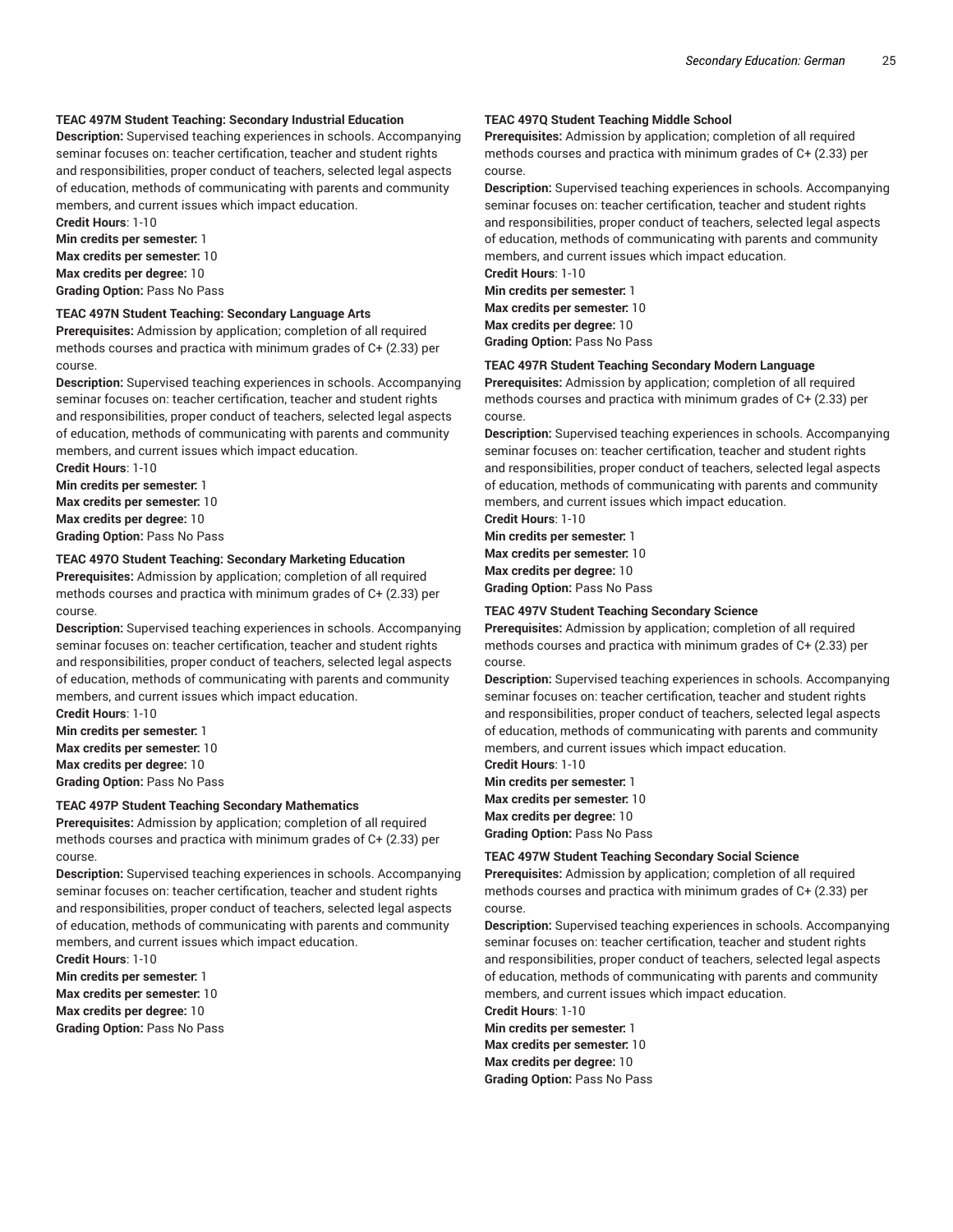**TEAC 497M Student Teaching: Secondary Industrial Education**
**Description:** Supervised teaching experiences in schools. Accompanying seminar focuses on: teacher certification, teacher and student rights and responsibilities, proper conduct of teachers, selected legal aspects of education, methods of communicating with parents and community members, and current issues which impact education.
**Credit Hours**: 1-10
**Min credits per semester:** 1
**Max credits per semester:** 10
**Max credits per degree:** 10
**Grading Option:** Pass No Pass

**TEAC 497N Student Teaching: Secondary Language Arts**
**Prerequisites:** Admission by application; completion of all required methods courses and practica with minimum grades of C+ (2.33) per course.
**Description:** Supervised teaching experiences in schools. Accompanying seminar focuses on: teacher certification, teacher and student rights and responsibilities, proper conduct of teachers, selected legal aspects of education, methods of communicating with parents and community members, and current issues which impact education.
**Credit Hours**: 1-10
**Min credits per semester:** 1
**Max credits per semester:** 10
**Max credits per degree:** 10
**Grading Option:** Pass No Pass

**TEAC 497O Student Teaching: Secondary Marketing Education**
**Prerequisites:** Admission by application; completion of all required methods courses and practica with minimum grades of C+ (2.33) per course.
**Description:** Supervised teaching experiences in schools. Accompanying seminar focuses on: teacher certification, teacher and student rights and responsibilities, proper conduct of teachers, selected legal aspects of education, methods of communicating with parents and community members, and current issues which impact education.
**Credit Hours**: 1-10
**Min credits per semester:** 1
**Max credits per semester:** 10
**Max credits per degree:** 10
**Grading Option:** Pass No Pass

**TEAC 497P Student Teaching Secondary Mathematics**
**Prerequisites:** Admission by application; completion of all required methods courses and practica with minimum grades of C+ (2.33) per course.
**Description:** Supervised teaching experiences in schools. Accompanying seminar focuses on: teacher certification, teacher and student rights and responsibilities, proper conduct of teachers, selected legal aspects of education, methods of communicating with parents and community members, and current issues which impact education.
**Credit Hours**: 1-10
**Min credits per semester:** 1
**Max credits per semester:** 10
**Max credits per degree:** 10
**Grading Option:** Pass No Pass

**TEAC 497Q Student Teaching Middle School**
**Prerequisites:** Admission by application; completion of all required methods courses and practica with minimum grades of C+ (2.33) per course.
**Description:** Supervised teaching experiences in schools. Accompanying seminar focuses on: teacher certification, teacher and student rights and responsibilities, proper conduct of teachers, selected legal aspects of education, methods of communicating with parents and community members, and current issues which impact education.
**Credit Hours**: 1-10
**Min credits per semester:** 1
**Max credits per semester:** 10
**Max credits per degree:** 10
**Grading Option:** Pass No Pass

**TEAC 497R Student Teaching Secondary Modern Language**
**Prerequisites:** Admission by application; completion of all required methods courses and practica with minimum grades of C+ (2.33) per course.
**Description:** Supervised teaching experiences in schools. Accompanying seminar focuses on: teacher certification, teacher and student rights and responsibilities, proper conduct of teachers, selected legal aspects of education, methods of communicating with parents and community members, and current issues which impact education.
**Credit Hours**: 1-10
**Min credits per semester:** 1
**Max credits per semester:** 10
**Max credits per degree:** 10
**Grading Option:** Pass No Pass

**TEAC 497V Student Teaching Secondary Science**
**Prerequisites:** Admission by application; completion of all required methods courses and practica with minimum grades of C+ (2.33) per course.
**Description:** Supervised teaching experiences in schools. Accompanying seminar focuses on: teacher certification, teacher and student rights and responsibilities, proper conduct of teachers, selected legal aspects of education, methods of communicating with parents and community members, and current issues which impact education.
**Credit Hours**: 1-10
**Min credits per semester:** 1
**Max credits per semester:** 10
**Max credits per degree:** 10
**Grading Option:** Pass No Pass

**TEAC 497W Student Teaching Secondary Social Science**
**Prerequisites:** Admission by application; completion of all required methods courses and practica with minimum grades of C+ (2.33) per course.
**Description:** Supervised teaching experiences in schools. Accompanying seminar focuses on: teacher certification, teacher and student rights and responsibilities, proper conduct of teachers, selected legal aspects of education, methods of communicating with parents and community members, and current issues which impact education.
**Credit Hours**: 1-10
**Min credits per semester:** 1
**Max credits per semester:** 10
**Max credits per degree:** 10
**Grading Option:** Pass No Pass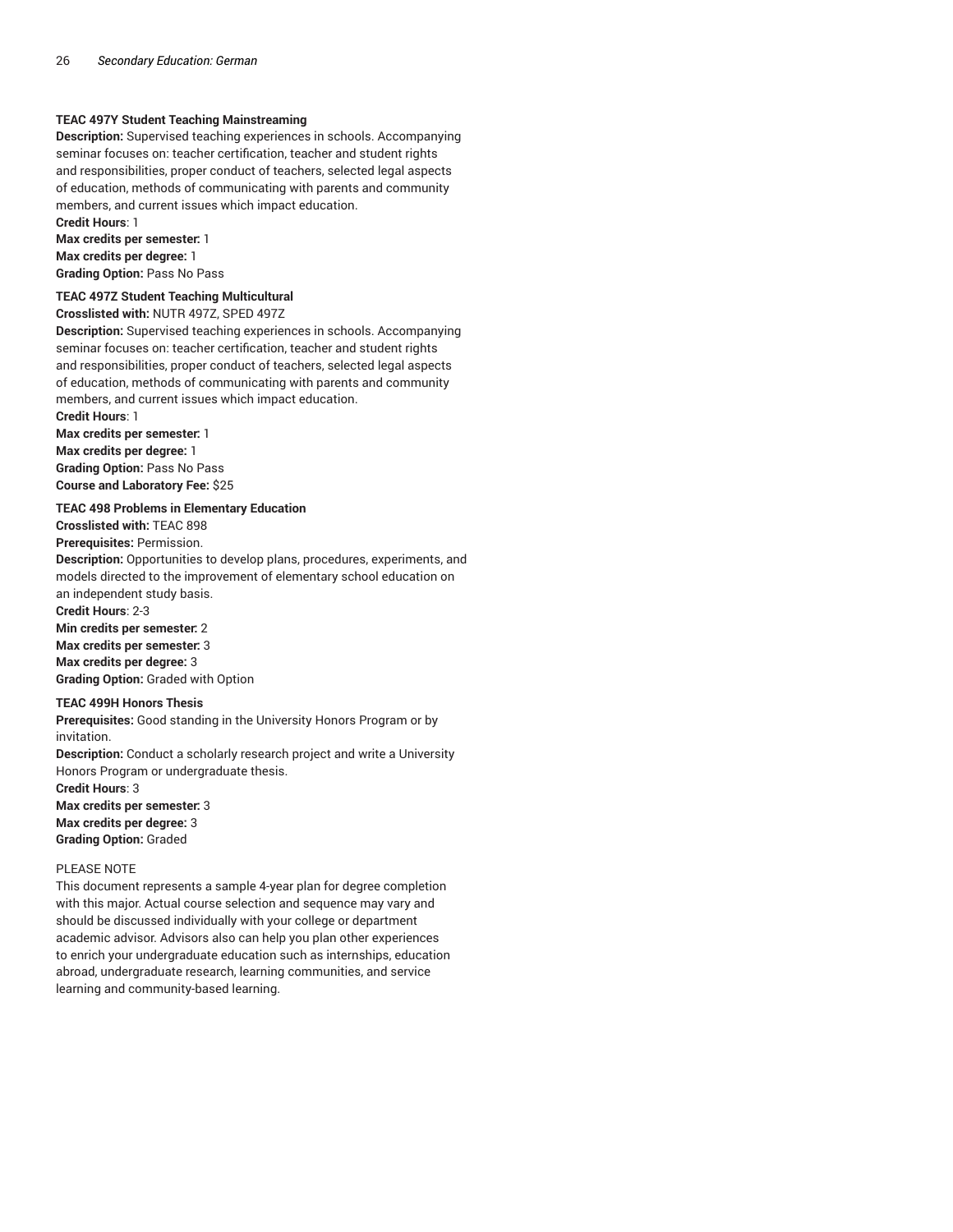**TEAC 497Y Student Teaching Mainstreaming**
**Description:** Supervised teaching experiences in schools. Accompanying seminar focuses on: teacher certification, teacher and student rights and responsibilities, proper conduct of teachers, selected legal aspects of education, methods of communicating with parents and community members, and current issues which impact education.
**Credit Hours**: 1
**Max credits per semester:** 1
**Max credits per degree:** 1
**Grading Option:** Pass No Pass

**TEAC 497Z Student Teaching Multicultural**
**Crosslisted with:** NUTR 497Z, SPED 497Z
**Description:** Supervised teaching experiences in schools. Accompanying seminar focuses on: teacher certification, teacher and student rights and responsibilities, proper conduct of teachers, selected legal aspects of education, methods of communicating with parents and community members, and current issues which impact education.
**Credit Hours**: 1
**Max credits per semester:** 1
**Max credits per degree:** 1
**Grading Option:** Pass No Pass
**Course and Laboratory Fee:** $25

**TEAC 498 Problems in Elementary Education**
**Crosslisted with:** TEAC 898
**Prerequisites:** Permission.
**Description:** Opportunities to develop plans, procedures, experiments, and models directed to the improvement of elementary school education on an independent study basis.
**Credit Hours**: 2-3
**Min credits per semester:** 2
**Max credits per semester:** 3
**Max credits per degree:** 3
**Grading Option:** Graded with Option

**TEAC 499H Honors Thesis**
**Prerequisites:** Good standing in the University Honors Program or by invitation.
**Description:** Conduct a scholarly research project and write a University Honors Program or undergraduate thesis.
**Credit Hours**: 3
**Max credits per semester:** 3
**Max credits per degree:** 3
**Grading Option:** Graded

PLEASE NOTE
This document represents a sample 4-year plan for degree completion with this major. Actual course selection and sequence may vary and should be discussed individually with your college or department academic advisor. Advisors also can help you plan other experiences to enrich your undergraduate education such as internships, education abroad, undergraduate research, learning communities, and service learning and community-based learning.